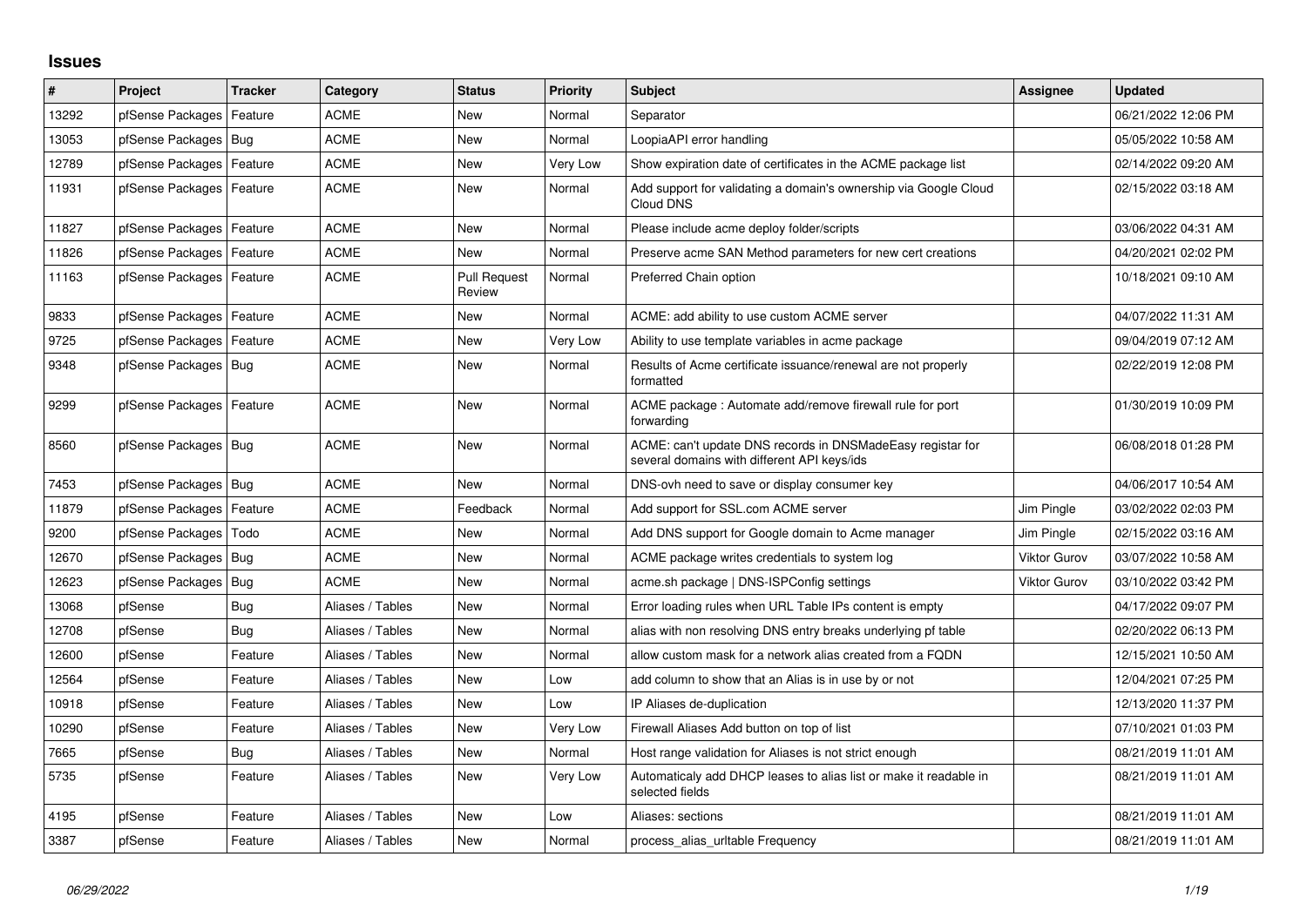## Issues

| # | Project | Tracker | Category | Status | Priority | Subject | Assignee | Updated |
|---|---|---|---|---|---|---|---|---|
| 13292 | pfSense Packages | Feature | ACME | New | Normal | Separator | | 06/21/2022 12:06 PM |
| 13053 | pfSense Packages | Bug | ACME | New | Normal | LoopiaAPI error handling | | 05/05/2022 10:58 AM |
| 12789 | pfSense Packages | Feature | ACME | New | Very Low | Show expiration date of certificates in the ACME package list | | 02/14/2022 09:20 AM |
| 11931 | pfSense Packages | Feature | ACME | New | Normal | Add support for validating a domain's ownership via Google Cloud Cloud DNS | | 02/15/2022 03:18 AM |
| 11827 | pfSense Packages | Feature | ACME | New | Normal | Please include acme deploy folder/scripts | | 03/06/2022 04:31 AM |
| 11826 | pfSense Packages | Feature | ACME | New | Normal | Preserve acme SAN Method parameters for new cert creations | | 04/20/2021 02:02 PM |
| 11163 | pfSense Packages | Feature | ACME | Pull Request Review | Normal | Preferred Chain option | | 10/18/2021 09:10 AM |
| 9833 | pfSense Packages | Feature | ACME | New | Normal | ACME: add ability to use custom ACME server | | 04/07/2022 11:31 AM |
| 9725 | pfSense Packages | Feature | ACME | New | Very Low | Ability to use template variables in acme package | | 09/04/2019 07:12 AM |
| 9348 | pfSense Packages | Bug | ACME | New | Normal | Results of Acme certificate issuance/renewal are not properly formatted | | 02/22/2019 12:08 PM |
| 9299 | pfSense Packages | Feature | ACME | New | Normal | ACME package : Automate add/remove firewall rule for port forwarding | | 01/30/2019 10:09 PM |
| 8560 | pfSense Packages | Bug | ACME | New | Normal | ACME: can't update DNS records in DNSMadeEasy registar for several domains with different API keys/ids | | 06/08/2018 01:28 PM |
| 7453 | pfSense Packages | Bug | ACME | New | Normal | DNS-ovh need to save or display consumer key | | 04/06/2017 10:54 AM |
| 11879 | pfSense Packages | Feature | ACME | Feedback | Normal | Add support for SSL.com ACME server | Jim Pingle | 03/02/2022 02:03 PM |
| 9200 | pfSense Packages | Todo | ACME | New | Normal | Add DNS support for Google domain to Acme manager | Jim Pingle | 02/15/2022 03:16 AM |
| 12670 | pfSense Packages | Bug | ACME | New | Normal | ACME package writes credentials to system log | Viktor Gurov | 03/07/2022 10:58 AM |
| 12623 | pfSense Packages | Bug | ACME | New | Normal | acme.sh package \| DNS-ISPConfig settings | Viktor Gurov | 03/10/2022 03:42 PM |
| 13068 | pfSense | Bug | Aliases / Tables | New | Normal | Error loading rules when URL Table IPs content is empty | | 04/17/2022 09:07 PM |
| 12708 | pfSense | Bug | Aliases / Tables | New | Normal | alias with non resolving DNS entry breaks underlying pf table | | 02/20/2022 06:13 PM |
| 12600 | pfSense | Feature | Aliases / Tables | New | Normal | allow custom mask for a network alias created from a FQDN | | 12/15/2021 10:50 AM |
| 12564 | pfSense | Feature | Aliases / Tables | New | Low | add column to show that an Alias is in use by or not | | 12/04/2021 07:25 PM |
| 10918 | pfSense | Feature | Aliases / Tables | New | Low | IP Aliases de-duplication | | 12/13/2020 11:37 PM |
| 10290 | pfSense | Feature | Aliases / Tables | New | Very Low | Firewall Aliases Add button on top of list | | 07/10/2021 01:03 PM |
| 7665 | pfSense | Bug | Aliases / Tables | New | Normal | Host range validation for Aliases is not strict enough | | 08/21/2019 11:01 AM |
| 5735 | pfSense | Feature | Aliases / Tables | New | Very Low | Automaticaly add DHCP leases to alias list or make it readable in selected fields | | 08/21/2019 11:01 AM |
| 4195 | pfSense | Feature | Aliases / Tables | New | Low | Aliases: sections | | 08/21/2019 11:01 AM |
| 3387 | pfSense | Feature | Aliases / Tables | New | Normal | process_alias_urltable Frequency | | 08/21/2019 11:01 AM |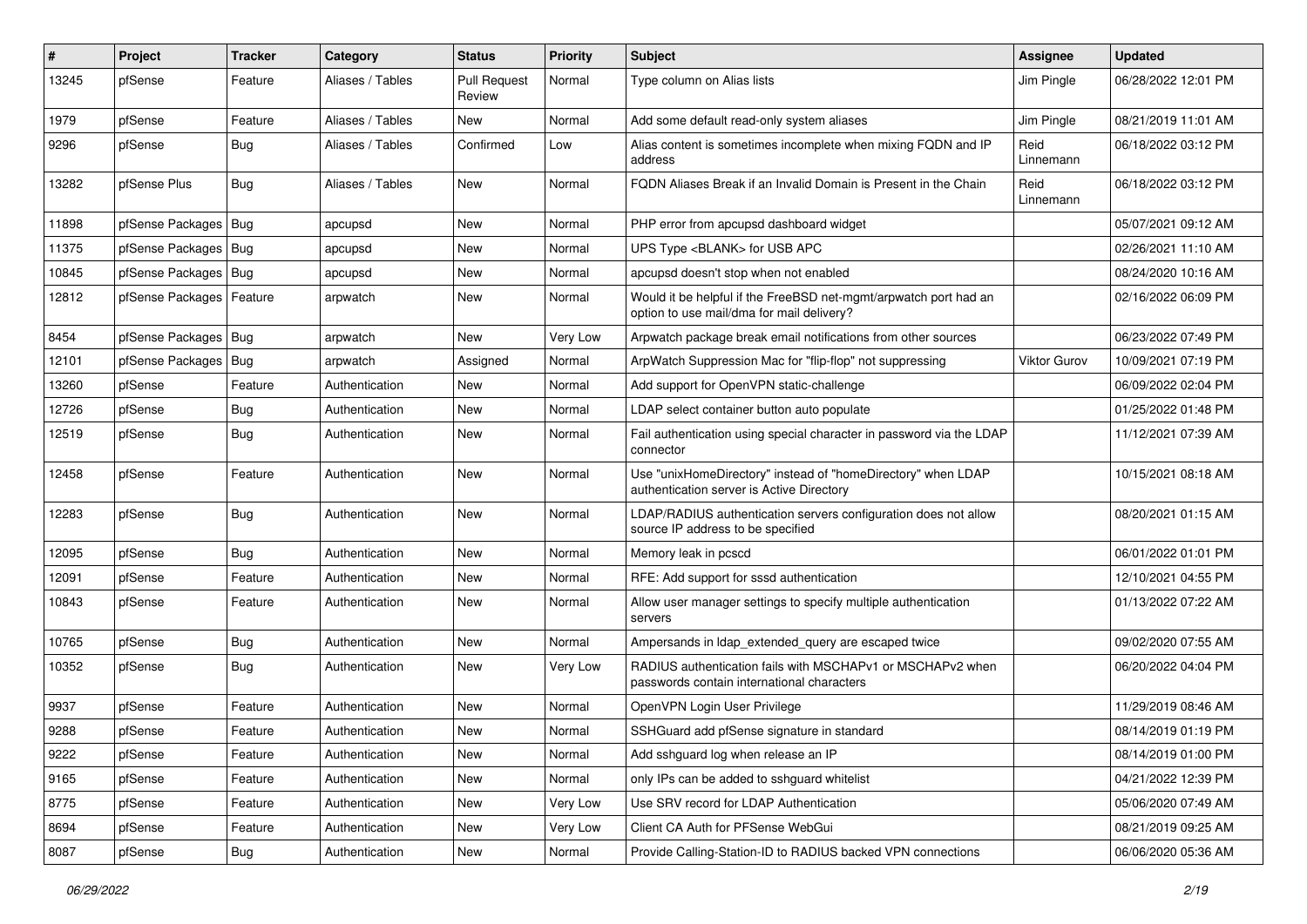| # | Project | Tracker | Category | Status | Priority | Subject | Assignee | Updated |
| --- | --- | --- | --- | --- | --- | --- | --- | --- |
| 13245 | pfSense | Feature | Aliases / Tables | Pull Request Review | Normal | Type column on Alias lists | Jim Pingle | 06/28/2022 12:01 PM |
| 1979 | pfSense | Feature | Aliases / Tables | New | Normal | Add some default read-only system aliases | Jim Pingle | 08/21/2019 11:01 AM |
| 9296 | pfSense | Bug | Aliases / Tables | Confirmed | Low | Alias content is sometimes incomplete when mixing FQDN and IP address | Reid Linnemann | 06/18/2022 03:12 PM |
| 13282 | pfSense Plus | Bug | Aliases / Tables | New | Normal | FQDN Aliases Break if an Invalid Domain is Present in the Chain | Reid Linnemann | 06/18/2022 03:12 PM |
| 11898 | pfSense Packages | Bug | apcupsd | New | Normal | PHP error from apcupsd dashboard widget | | 05/07/2021 09:12 AM |
| 11375 | pfSense Packages | Bug | apcupsd | New | Normal | UPS Type <BLANK> for USB APC | | 02/26/2021 11:10 AM |
| 10845 | pfSense Packages | Bug | apcupsd | New | Normal | apcupsd doesn't stop when not enabled | | 08/24/2020 10:16 AM |
| 12812 | pfSense Packages | Feature | arpwatch | New | Normal | Would it be helpful if the FreeBSD net-mgmt/arpwatch port had an option to use mail/dma for mail delivery? | | 02/16/2022 06:09 PM |
| 8454 | pfSense Packages | Bug | arpwatch | New | Very Low | Arpwatch package break email notifications from other sources | | 06/23/2022 07:49 PM |
| 12101 | pfSense Packages | Bug | arpwatch | Assigned | Normal | ArpWatch Suppression Mac for "flip-flop" not suppressing | Viktor Gurov | 10/09/2021 07:19 PM |
| 13260 | pfSense | Feature | Authentication | New | Normal | Add support for OpenVPN static-challenge | | 06/09/2022 02:04 PM |
| 12726 | pfSense | Bug | Authentication | New | Normal | LDAP select container button auto populate | | 01/25/2022 01:48 PM |
| 12519 | pfSense | Bug | Authentication | New | Normal | Fail authentication using special character in password via the LDAP connector | | 11/12/2021 07:39 AM |
| 12458 | pfSense | Feature | Authentication | New | Normal | Use "unixHomeDirectory" instead of "homeDirectory" when LDAP authentication server is Active Directory | | 10/15/2021 08:18 AM |
| 12283 | pfSense | Bug | Authentication | New | Normal | LDAP/RADIUS authentication servers configuration does not allow source IP address to be specified | | 08/20/2021 01:15 AM |
| 12095 | pfSense | Bug | Authentication | New | Normal | Memory leak in pcscd | | 06/01/2022 01:01 PM |
| 12091 | pfSense | Feature | Authentication | New | Normal | RFE: Add support for sssd authentication | | 12/10/2021 04:55 PM |
| 10843 | pfSense | Feature | Authentication | New | Normal | Allow user manager settings to specify multiple authentication servers | | 01/13/2022 07:22 AM |
| 10765 | pfSense | Bug | Authentication | New | Normal | Ampersands in ldap_extended_query are escaped twice | | 09/02/2020 07:55 AM |
| 10352 | pfSense | Bug | Authentication | New | Very Low | RADIUS authentication fails with MSCHAPv1 or MSCHAPv2 when passwords contain international characters | | 06/20/2022 04:04 PM |
| 9937 | pfSense | Feature | Authentication | New | Normal | OpenVPN Login User Privilege | | 11/29/2019 08:46 AM |
| 9288 | pfSense | Feature | Authentication | New | Normal | SSHGuard add pfSense signature in standard | | 08/14/2019 01:19 PM |
| 9222 | pfSense | Feature | Authentication | New | Normal | Add sshguard log when release an IP | | 08/14/2019 01:00 PM |
| 9165 | pfSense | Feature | Authentication | New | Normal | only IPs can be added to sshguard whitelist | | 04/21/2022 12:39 PM |
| 8775 | pfSense | Feature | Authentication | New | Very Low | Use SRV record for LDAP Authentication | | 05/06/2020 07:49 AM |
| 8694 | pfSense | Feature | Authentication | New | Very Low | Client CA Auth for PFSense WebGui | | 08/21/2019 09:25 AM |
| 8087 | pfSense | Bug | Authentication | New | Normal | Provide Calling-Station-ID to RADIUS backed VPN connections | | 06/06/2020 05:36 AM |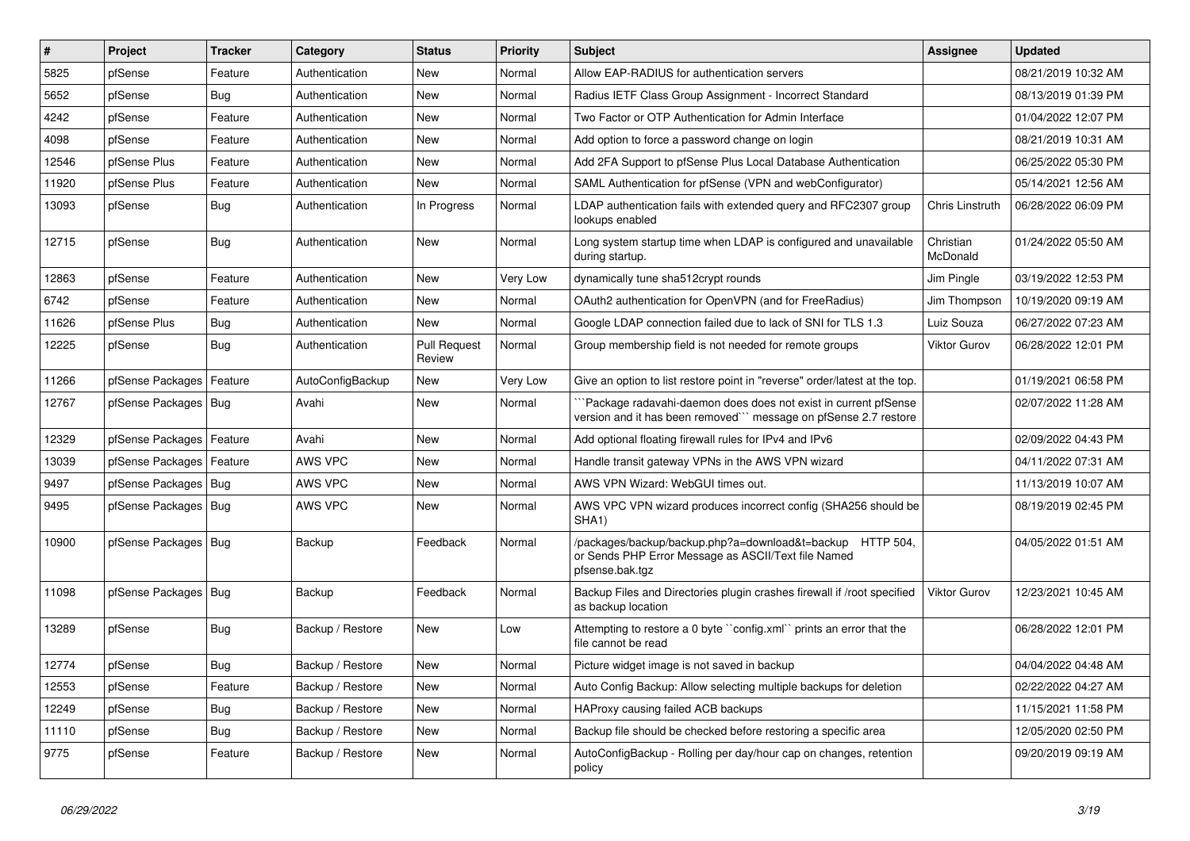| # | Project | Tracker | Category | Status | Priority | Subject | Assignee | Updated |
|---|---|---|---|---|---|---|---|---|
| 5825 | pfSense | Feature | Authentication | New | Normal | Allow EAP-RADIUS for authentication servers | | 08/21/2019 10:32 AM |
| 5652 | pfSense | Bug | Authentication | New | Normal | Radius IETF Class Group Assignment - Incorrect Standard | | 08/13/2019 01:39 PM |
| 4242 | pfSense | Feature | Authentication | New | Normal | Two Factor or OTP Authentication for Admin Interface | | 01/04/2022 12:07 PM |
| 4098 | pfSense | Feature | Authentication | New | Normal | Add option to force a password change on login | | 08/21/2019 10:31 AM |
| 12546 | pfSense Plus | Feature | Authentication | New | Normal | Add 2FA Support to pfSense Plus Local Database Authentication | | 06/25/2022 05:30 PM |
| 11920 | pfSense Plus | Feature | Authentication | New | Normal | SAML Authentication for pfSense (VPN and webConfigurator) | | 05/14/2021 12:56 AM |
| 13093 | pfSense | Bug | Authentication | In Progress | Normal | LDAP authentication fails with extended query and RFC2307 group lookups enabled | Chris Linstruth | 06/28/2022 06:09 PM |
| 12715 | pfSense | Bug | Authentication | New | Normal | Long system startup time when LDAP is configured and unavailable during startup. | Christian McDonald | 01/24/2022 05:50 AM |
| 12863 | pfSense | Feature | Authentication | New | Very Low | dynamically tune sha512crypt rounds | Jim Pingle | 03/19/2022 12:53 PM |
| 6742 | pfSense | Feature | Authentication | New | Normal | OAuth2 authentication for OpenVPN (and for FreeRadius) | Jim Thompson | 10/19/2020 09:19 AM |
| 11626 | pfSense Plus | Bug | Authentication | New | Normal | Google LDAP connection failed due to lack of SNI for TLS 1.3 | Luiz Souza | 06/27/2022 07:23 AM |
| 12225 | pfSense | Bug | Authentication | Pull Request Review | Normal | Group membership field is not needed for remote groups | Viktor Gurov | 06/28/2022 12:01 PM |
| 11266 | pfSense Packages | Feature | AutoConfigBackup | New | Very Low | Give an option to list restore point in "reverse" order/latest at the top. | | 01/19/2021 06:58 PM |
| 12767 | pfSense Packages | Bug | Avahi | New | Normal | ```Package radavahi-daemon does does not exist in current pfSense version and it has been removed``` message on pfSense 2.7 restore | | 02/07/2022 11:28 AM |
| 12329 | pfSense Packages | Feature | Avahi | New | Normal | Add optional floating firewall rules for IPv4 and IPv6 | | 02/09/2022 04:43 PM |
| 13039 | pfSense Packages | Feature | AWS VPC | New | Normal | Handle transit gateway VPNs in the AWS VPN wizard | | 04/11/2022 07:31 AM |
| 9497 | pfSense Packages | Bug | AWS VPC | New | Normal | AWS VPN Wizard: WebGUI times out. | | 11/13/2019 10:07 AM |
| 9495 | pfSense Packages | Bug | AWS VPC | New | Normal | AWS VPC VPN wizard produces incorrect config (SHA256 should be SHA1) | | 08/19/2019 02:45 PM |
| 10900 | pfSense Packages | Bug | Backup | Feedback | Normal | /packages/backup/backup.php?a=download&t=backup HTTP 504, or Sends PHP Error Message as ASCII/Text file Named pfsense.bak.tgz | | 04/05/2022 01:51 AM |
| 11098 | pfSense Packages | Bug | Backup | Feedback | Normal | Backup Files and Directories plugin crashes firewall if /root specified as backup location | Viktor Gurov | 12/23/2021 10:45 AM |
| 13289 | pfSense | Bug | Backup / Restore | New | Low | Attempting to restore a 0 byte ``config.xml`` prints an error that the file cannot be read | | 06/28/2022 12:01 PM |
| 12774 | pfSense | Bug | Backup / Restore | New | Normal | Picture widget image is not saved in backup | | 04/04/2022 04:48 AM |
| 12553 | pfSense | Feature | Backup / Restore | New | Normal | Auto Config Backup: Allow selecting multiple backups for deletion | | 02/22/2022 04:27 AM |
| 12249 | pfSense | Bug | Backup / Restore | New | Normal | HAProxy causing failed ACB backups | | 11/15/2021 11:58 PM |
| 11110 | pfSense | Bug | Backup / Restore | New | Normal | Backup file should be checked before restoring a specific area | | 12/05/2020 02:50 PM |
| 9775 | pfSense | Feature | Backup / Restore | New | Normal | AutoConfigBackup - Rolling per day/hour cap on changes, retention policy | | 09/20/2019 09:19 AM |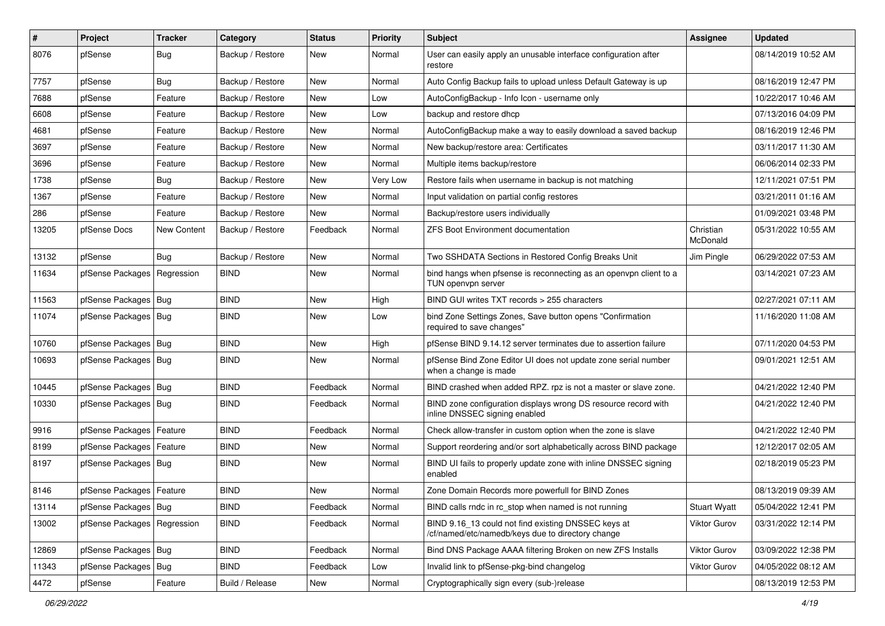| # | Project | Tracker | Category | Status | Priority | Subject | Assignee | Updated |
|---|---|---|---|---|---|---|---|---|
| 8076 | pfSense | Bug | Backup / Restore | New | Normal | User can easily apply an unusable interface configuration after restore | | 08/14/2019 10:52 AM |
| 7757 | pfSense | Bug | Backup / Restore | New | Normal | Auto Config Backup fails to upload unless Default Gateway is up | | 08/16/2019 12:47 PM |
| 7688 | pfSense | Feature | Backup / Restore | New | Low | AutoConfigBackup - Info Icon - username only | | 10/22/2017 10:46 AM |
| 6608 | pfSense | Feature | Backup / Restore | New | Low | backup and restore dhcp | | 07/13/2016 04:09 PM |
| 4681 | pfSense | Feature | Backup / Restore | New | Normal | AutoConfigBackup make a way to easily download a saved backup | | 08/16/2019 12:46 PM |
| 3697 | pfSense | Feature | Backup / Restore | New | Normal | New backup/restore area: Certificates | | 03/11/2017 11:30 AM |
| 3696 | pfSense | Feature | Backup / Restore | New | Normal | Multiple items backup/restore | | 06/06/2014 02:33 PM |
| 1738 | pfSense | Bug | Backup / Restore | New | Very Low | Restore fails when username in backup is not matching | | 12/11/2021 07:51 PM |
| 1367 | pfSense | Feature | Backup / Restore | New | Normal | Input validation on partial config restores | | 03/21/2011 01:16 AM |
| 286 | pfSense | Feature | Backup / Restore | New | Normal | Backup/restore users individually | | 01/09/2021 03:48 PM |
| 13205 | pfSense Docs | New Content | Backup / Restore | Feedback | Normal | ZFS Boot Environment documentation | Christian McDonald | 05/31/2022 10:55 AM |
| 13132 | pfSense | Bug | Backup / Restore | New | Normal | Two SSHDATA Sections in Restored Config Breaks Unit | Jim Pingle | 06/29/2022 07:53 AM |
| 11634 | pfSense Packages | Regression | BIND | New | Normal | bind hangs when pfsense is reconnecting as an openvpn client to a TUN openvpn server | | 03/14/2021 07:23 AM |
| 11563 | pfSense Packages | Bug | BIND | New | High | BIND GUI writes TXT records > 255 characters | | 02/27/2021 07:11 AM |
| 11074 | pfSense Packages | Bug | BIND | New | Low | bind Zone Settings Zones, Save button opens "Confirmation required to save changes" | | 11/16/2020 11:08 AM |
| 10760 | pfSense Packages | Bug | BIND | New | High | pfSense BIND 9.14.12 server terminates due to assertion failure | | 07/11/2020 04:53 PM |
| 10693 | pfSense Packages | Bug | BIND | New | Normal | pfSense Bind Zone Editor UI does not update zone serial number when a change is made | | 09/01/2021 12:51 AM |
| 10445 | pfSense Packages | Bug | BIND | Feedback | Normal | BIND crashed when added RPZ. rpz is not a master or slave zone. | | 04/21/2022 12:40 PM |
| 10330 | pfSense Packages | Bug | BIND | Feedback | Normal | BIND zone configuration displays wrong DS resource record with inline DNSSEC signing enabled | | 04/21/2022 12:40 PM |
| 9916 | pfSense Packages | Feature | BIND | Feedback | Normal | Check allow-transfer in custom option when the zone is slave | | 04/21/2022 12:40 PM |
| 8199 | pfSense Packages | Feature | BIND | New | Normal | Support reordering and/or sort alphabetically across BIND package | | 12/12/2017 02:05 AM |
| 8197 | pfSense Packages | Bug | BIND | New | Normal | BIND UI fails to properly update zone with inline DNSSEC signing enabled | | 02/18/2019 05:23 PM |
| 8146 | pfSense Packages | Feature | BIND | New | Normal | Zone Domain Records more powerfull for BIND Zones | | 08/13/2019 09:39 AM |
| 13114 | pfSense Packages | Bug | BIND | Feedback | Normal | BIND calls rndc in rc_stop when named is not running | Stuart Wyatt | 05/04/2022 12:41 PM |
| 13002 | pfSense Packages | Regression | BIND | Feedback | Normal | BIND 9.16_13 could not find existing DNSSEC keys at /cf/named/etc/namedb/keys due to directory change | Viktor Gurov | 03/31/2022 12:14 PM |
| 12869 | pfSense Packages | Bug | BIND | Feedback | Normal | Bind DNS Package AAAA filtering Broken on new ZFS Installs | Viktor Gurov | 03/09/2022 12:38 PM |
| 11343 | pfSense Packages | Bug | BIND | Feedback | Low | Invalid link to pfSense-pkg-bind changelog | Viktor Gurov | 04/05/2022 08:12 AM |
| 4472 | pfSense | Feature | Build / Release | New | Normal | Cryptographically sign every (sub-)release | | 08/13/2019 12:53 PM |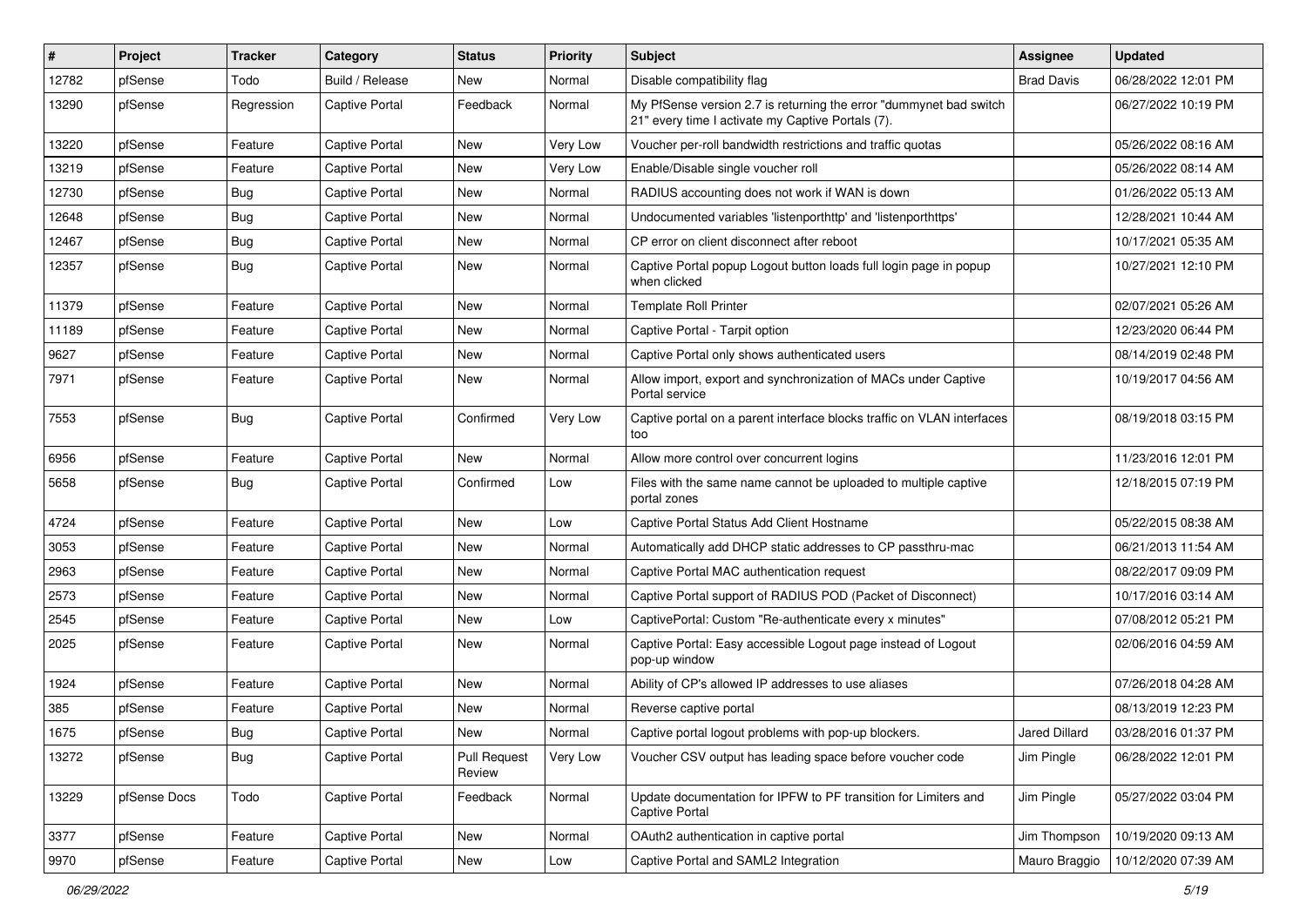| # | Project | Tracker | Category | Status | Priority | Subject | Assignee | Updated |
|---|---|---|---|---|---|---|---|---|
| 12782 | pfSense | Todo | Build / Release | New | Normal | Disable compatibility flag | Brad Davis | 06/28/2022 12:01 PM |
| 13290 | pfSense | Regression | Captive Portal | Feedback | Normal | My PfSense version 2.7 is returning the error "dummynet bad switch 21" every time I activate my Captive Portals (7). | | 06/27/2022 10:19 PM |
| 13220 | pfSense | Feature | Captive Portal | New | Very Low | Voucher per-roll bandwidth restrictions and traffic quotas | | 05/26/2022 08:16 AM |
| 13219 | pfSense | Feature | Captive Portal | New | Very Low | Enable/Disable single voucher roll | | 05/26/2022 08:14 AM |
| 12730 | pfSense | Bug | Captive Portal | New | Normal | RADIUS accounting does not work if WAN is down | | 01/26/2022 05:13 AM |
| 12648 | pfSense | Bug | Captive Portal | New | Normal | Undocumented variables 'listenporthttp' and 'listenporthttps' | | 12/28/2021 10:44 AM |
| 12467 | pfSense | Bug | Captive Portal | New | Normal | CP error on client disconnect after reboot | | 10/17/2021 05:35 AM |
| 12357 | pfSense | Bug | Captive Portal | New | Normal | Captive Portal popup Logout button loads full login page in popup when clicked | | 10/27/2021 12:10 PM |
| 11379 | pfSense | Feature | Captive Portal | New | Normal | Template Roll Printer | | 02/07/2021 05:26 AM |
| 11189 | pfSense | Feature | Captive Portal | New | Normal | Captive Portal - Tarpit option | | 12/23/2020 06:44 PM |
| 9627 | pfSense | Feature | Captive Portal | New | Normal | Captive Portal only shows authenticated users | | 08/14/2019 02:48 PM |
| 7971 | pfSense | Feature | Captive Portal | New | Normal | Allow import, export and synchronization of MACs under Captive Portal service | | 10/19/2017 04:56 AM |
| 7553 | pfSense | Bug | Captive Portal | Confirmed | Very Low | Captive portal on a parent interface blocks traffic on VLAN interfaces too | | 08/19/2018 03:15 PM |
| 6956 | pfSense | Feature | Captive Portal | New | Normal | Allow more control over concurrent logins | | 11/23/2016 12:01 PM |
| 5658 | pfSense | Bug | Captive Portal | Confirmed | Low | Files with the same name cannot be uploaded to multiple captive portal zones | | 12/18/2015 07:19 PM |
| 4724 | pfSense | Feature | Captive Portal | New | Low | Captive Portal Status Add Client Hostname | | 05/22/2015 08:38 AM |
| 3053 | pfSense | Feature | Captive Portal | New | Normal | Automatically add DHCP static addresses to CP passthru-mac | | 06/21/2013 11:54 AM |
| 2963 | pfSense | Feature | Captive Portal | New | Normal | Captive Portal MAC authentication request | | 08/22/2017 09:09 PM |
| 2573 | pfSense | Feature | Captive Portal | New | Normal | Captive Portal support of RADIUS POD (Packet of Disconnect) | | 10/17/2016 03:14 AM |
| 2545 | pfSense | Feature | Captive Portal | New | Low | CaptivePortal: Custom "Re-authenticate every x minutes" | | 07/08/2012 05:21 PM |
| 2025 | pfSense | Feature | Captive Portal | New | Normal | Captive Portal: Easy accessible Logout page instead of Logout pop-up window | | 02/06/2016 04:59 AM |
| 1924 | pfSense | Feature | Captive Portal | New | Normal | Ability of CP's allowed IP addresses to use aliases | | 07/26/2018 04:28 AM |
| 385 | pfSense | Feature | Captive Portal | New | Normal | Reverse captive portal | | 08/13/2019 12:23 PM |
| 1675 | pfSense | Bug | Captive Portal | New | Normal | Captive portal logout problems with pop-up blockers. | Jared Dillard | 03/28/2016 01:37 PM |
| 13272 | pfSense | Bug | Captive Portal | Pull Request Review | Very Low | Voucher CSV output has leading space before voucher code | Jim Pingle | 06/28/2022 12:01 PM |
| 13229 | pfSense Docs | Todo | Captive Portal | Feedback | Normal | Update documentation for IPFW to PF transition for Limiters and Captive Portal | Jim Pingle | 05/27/2022 03:04 PM |
| 3377 | pfSense | Feature | Captive Portal | New | Normal | OAuth2 authentication in captive portal | Jim Thompson | 10/19/2020 09:13 AM |
| 9970 | pfSense | Feature | Captive Portal | New | Low | Captive Portal and SAML2 Integration | Mauro Braggio | 10/12/2020 07:39 AM |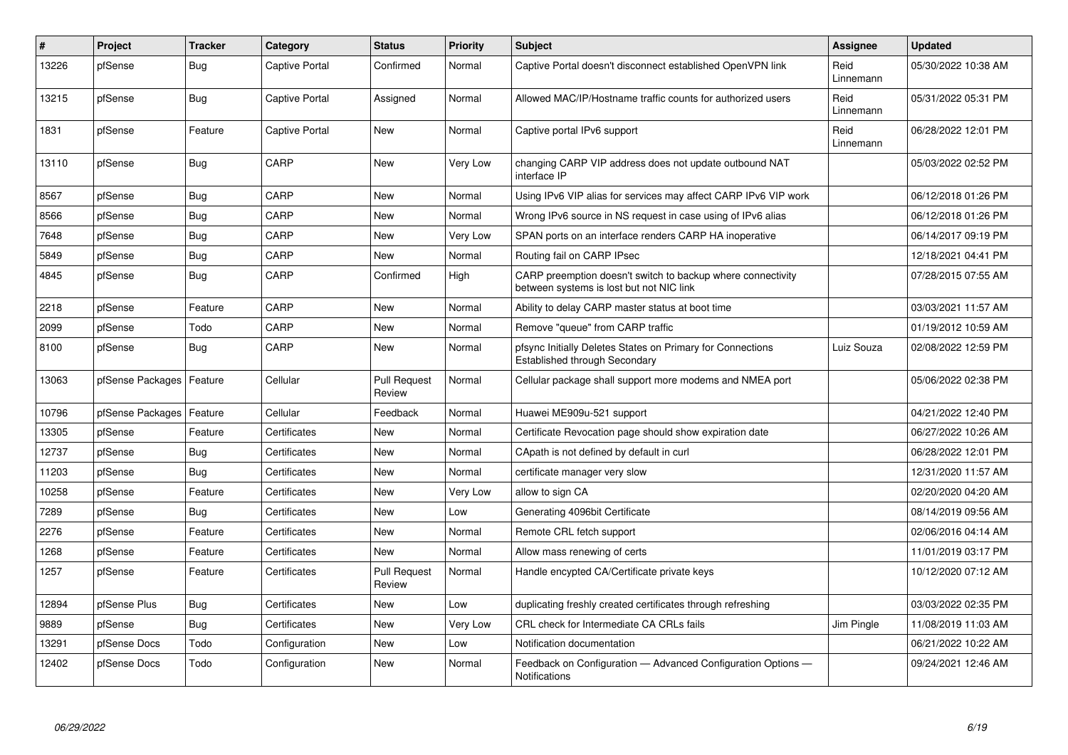| # | Project | Tracker | Category | Status | Priority | Subject | Assignee | Updated |
|---|---|---|---|---|---|---|---|---|
| 13226 | pfSense | Bug | Captive Portal | Confirmed | Normal | Captive Portal doesn't disconnect established OpenVPN link | Reid Linnemann | 05/30/2022 10:38 AM |
| 13215 | pfSense | Bug | Captive Portal | Assigned | Normal | Allowed MAC/IP/Hostname traffic counts for authorized users | Reid Linnemann | 05/31/2022 05:31 PM |
| 1831 | pfSense | Feature | Captive Portal | New | Normal | Captive portal IPv6 support | Reid Linnemann | 06/28/2022 12:01 PM |
| 13110 | pfSense | Bug | CARP | New | Very Low | changing CARP VIP address does not update outbound NAT interface IP | | 05/03/2022 02:52 PM |
| 8567 | pfSense | Bug | CARP | New | Normal | Using IPv6 VIP alias for services may affect CARP IPv6 VIP work | | 06/12/2018 01:26 PM |
| 8566 | pfSense | Bug | CARP | New | Normal | Wrong IPv6 source in NS request in case using of IPv6 alias | | 06/12/2018 01:26 PM |
| 7648 | pfSense | Bug | CARP | New | Very Low | SPAN ports on an interface renders CARP HA inoperative | | 06/14/2017 09:19 PM |
| 5849 | pfSense | Bug | CARP | New | Normal | Routing fail on CARP IPsec | | 12/18/2021 04:41 PM |
| 4845 | pfSense | Bug | CARP | Confirmed | High | CARP preemption doesn't switch to backup where connectivity between systems is lost but not NIC link | | 07/28/2015 07:55 AM |
| 2218 | pfSense | Feature | CARP | New | Normal | Ability to delay CARP master status at boot time | | 03/03/2021 11:57 AM |
| 2099 | pfSense | Todo | CARP | New | Normal | Remove "queue" from CARP traffic | | 01/19/2012 10:59 AM |
| 8100 | pfSense | Bug | CARP | New | Normal | pfsync Initially Deletes States on Primary for Connections Established through Secondary | Luiz Souza | 02/08/2022 12:59 PM |
| 13063 | pfSense Packages | Feature | Cellular | Pull Request Review | Normal | Cellular package shall support more modems and NMEA port | | 05/06/2022 02:38 PM |
| 10796 | pfSense Packages | Feature | Cellular | Feedback | Normal | Huawei ME909u-521 support | | 04/21/2022 12:40 PM |
| 13305 | pfSense | Feature | Certificates | New | Normal | Certificate Revocation page should show expiration date | | 06/27/2022 10:26 AM |
| 12737 | pfSense | Bug | Certificates | New | Normal | CApath is not defined by default in curl | | 06/28/2022 12:01 PM |
| 11203 | pfSense | Bug | Certificates | New | Normal | certificate manager very slow | | 12/31/2020 11:57 AM |
| 10258 | pfSense | Feature | Certificates | New | Very Low | allow to sign CA | | 02/20/2020 04:20 AM |
| 7289 | pfSense | Bug | Certificates | New | Low | Generating 4096bit Certificate | | 08/14/2019 09:56 AM |
| 2276 | pfSense | Feature | Certificates | New | Normal | Remote CRL fetch support | | 02/06/2016 04:14 AM |
| 1268 | pfSense | Feature | Certificates | New | Normal | Allow mass renewing of certs | | 11/01/2019 03:17 PM |
| 1257 | pfSense | Feature | Certificates | Pull Request Review | Normal | Handle encypted CA/Certificate private keys | | 10/12/2020 07:12 AM |
| 12894 | pfSense Plus | Bug | Certificates | New | Low | duplicating freshly created certificates through refreshing | | 03/03/2022 02:35 PM |
| 9889 | pfSense | Bug | Certificates | New | Very Low | CRL check for Intermediate CA CRLs fails | Jim Pingle | 11/08/2019 11:03 AM |
| 13291 | pfSense Docs | Todo | Configuration | New | Low | Notification documentation | | 06/21/2022 10:22 AM |
| 12402 | pfSense Docs | Todo | Configuration | New | Normal | Feedback on Configuration — Advanced Configuration Options — Notifications | | 09/24/2021 12:46 AM |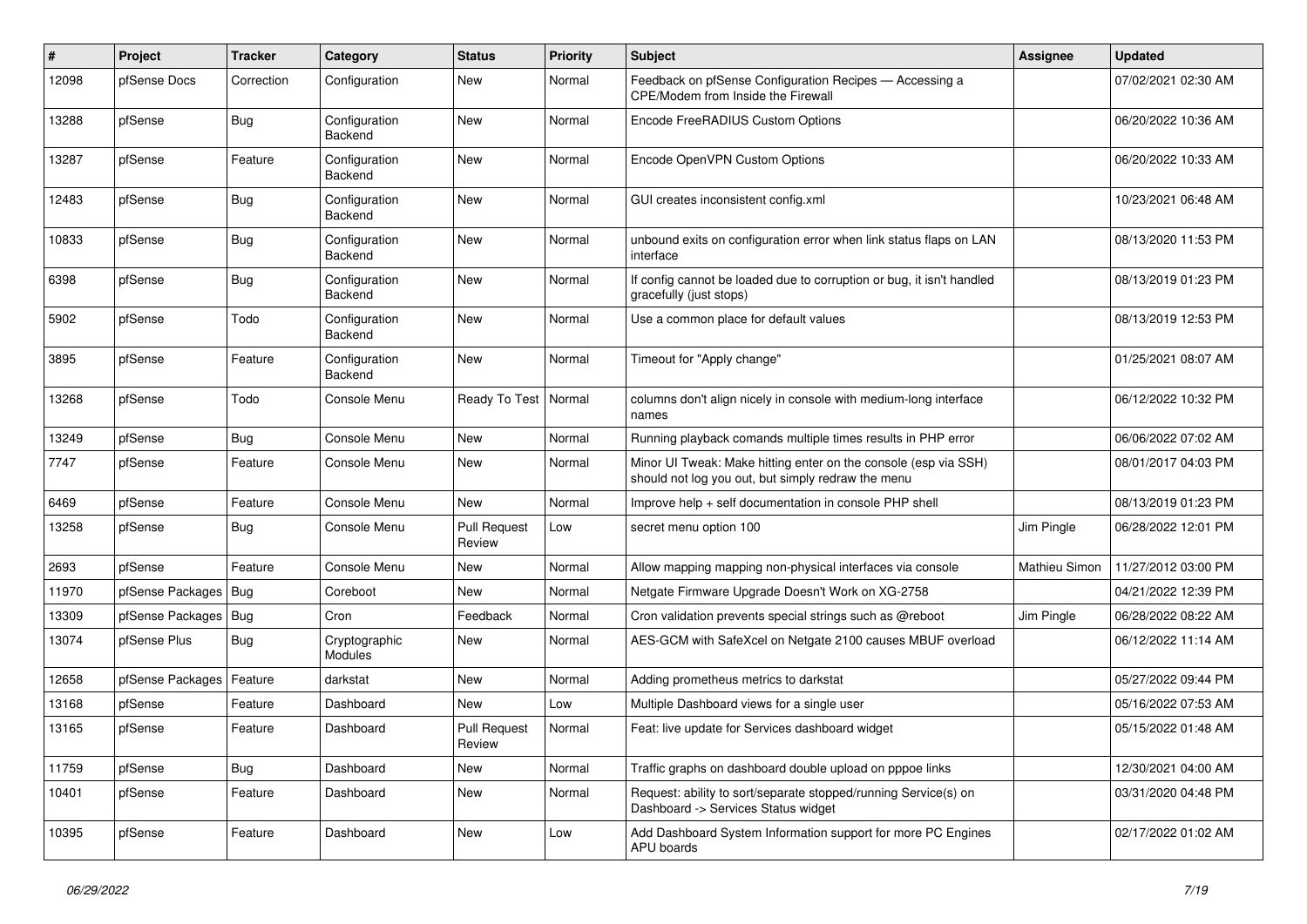| # | Project | Tracker | Category | Status | Priority | Subject | Assignee | Updated |
|---|---|---|---|---|---|---|---|---|
| 12098 | pfSense Docs | Correction | Configuration | New | Normal | Feedback on pfSense Configuration Recipes — Accessing a CPE/Modem from Inside the Firewall | | 07/02/2021 02:30 AM |
| 13288 | pfSense | Bug | Configuration Backend | New | Normal | Encode FreeRADIUS Custom Options | | 06/20/2022 10:36 AM |
| 13287 | pfSense | Feature | Configuration Backend | New | Normal | Encode OpenVPN Custom Options | | 06/20/2022 10:33 AM |
| 12483 | pfSense | Bug | Configuration Backend | New | Normal | GUI creates inconsistent config.xml | | 10/23/2021 06:48 AM |
| 10833 | pfSense | Bug | Configuration Backend | New | Normal | unbound exits on configuration error when link status flaps on LAN interface | | 08/13/2020 11:53 PM |
| 6398 | pfSense | Bug | Configuration Backend | New | Normal | If config cannot be loaded due to corruption or bug, it isn't handled gracefully (just stops) | | 08/13/2019 01:23 PM |
| 5902 | pfSense | Todo | Configuration Backend | New | Normal | Use a common place for default values | | 08/13/2019 12:53 PM |
| 3895 | pfSense | Feature | Configuration Backend | New | Normal | Timeout for "Apply change" | | 01/25/2021 08:07 AM |
| 13268 | pfSense | Todo | Console Menu | Ready To Test | Normal | columns don't align nicely in console with medium-long interface names | | 06/12/2022 10:32 PM |
| 13249 | pfSense | Bug | Console Menu | New | Normal | Running playback comands multiple times results in PHP error | | 06/06/2022 07:02 AM |
| 7747 | pfSense | Feature | Console Menu | New | Normal | Minor UI Tweak: Make hitting enter on the console (esp via SSH) should not log you out, but simply redraw the menu | | 08/01/2017 04:03 PM |
| 6469 | pfSense | Feature | Console Menu | New | Normal | Improve help + self documentation in console PHP shell | | 08/13/2019 01:23 PM |
| 13258 | pfSense | Bug | Console Menu | Pull Request Review | Low | secret menu option 100 | Jim Pingle | 06/28/2022 12:01 PM |
| 2693 | pfSense | Feature | Console Menu | New | Normal | Allow mapping mapping non-physical interfaces via console | Mathieu Simon | 11/27/2012 03:00 PM |
| 11970 | pfSense Packages | Bug | Coreboot | New | Normal | Netgate Firmware Upgrade Doesn't Work on XG-2758 | | 04/21/2022 12:39 PM |
| 13309 | pfSense Packages | Bug | Cron | Feedback | Normal | Cron validation prevents special strings such as @reboot | Jim Pingle | 06/28/2022 08:22 AM |
| 13074 | pfSense Plus | Bug | Cryptographic Modules | New | Normal | AES-GCM with SafeXcel on Netgate 2100 causes MBUF overload | | 06/12/2022 11:14 AM |
| 12658 | pfSense Packages | Feature | darkstat | New | Normal | Adding prometheus metrics to darkstat | | 05/27/2022 09:44 PM |
| 13168 | pfSense | Feature | Dashboard | New | Low | Multiple Dashboard views for a single user | | 05/16/2022 07:53 AM |
| 13165 | pfSense | Feature | Dashboard | Pull Request Review | Normal | Feat: live update for Services dashboard widget | | 05/15/2022 01:48 AM |
| 11759 | pfSense | Bug | Dashboard | New | Normal | Traffic graphs on dashboard double upload on pppoe links | | 12/30/2021 04:00 AM |
| 10401 | pfSense | Feature | Dashboard | New | Normal | Request: ability to sort/separate stopped/running Service(s) on Dashboard -> Services Status widget | | 03/31/2020 04:48 PM |
| 10395 | pfSense | Feature | Dashboard | New | Low | Add Dashboard System Information support for more PC Engines APU boards | | 02/17/2022 01:02 AM |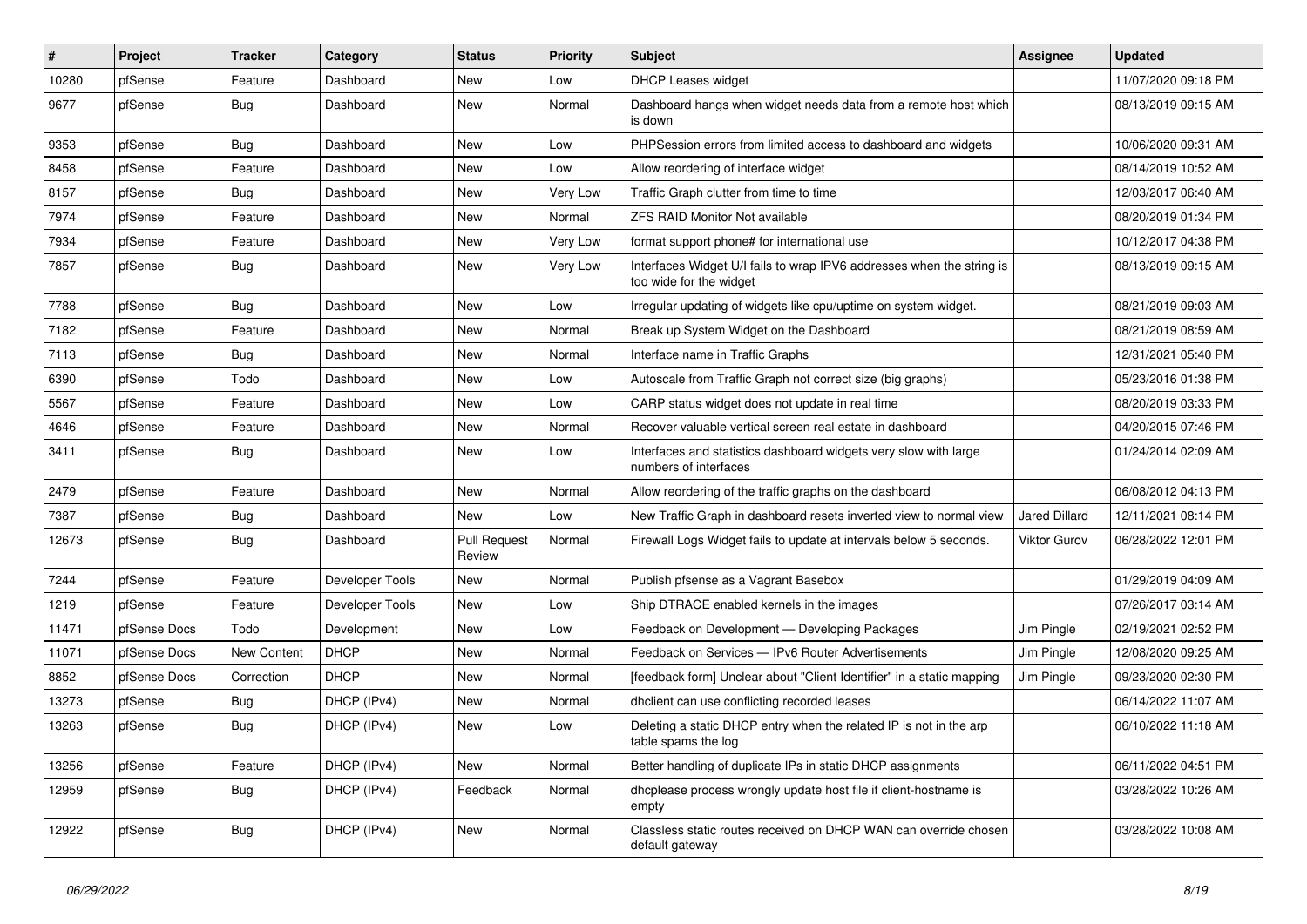| # | Project | Tracker | Category | Status | Priority | Subject | Assignee | Updated |
|---|---|---|---|---|---|---|---|---|
| 10280 | pfSense | Feature | Dashboard | New | Low | DHCP Leases widget | | 11/07/2020 09:18 PM |
| 9677 | pfSense | Bug | Dashboard | New | Normal | Dashboard hangs when widget needs data from a remote host which is down | | 08/13/2019 09:15 AM |
| 9353 | pfSense | Bug | Dashboard | New | Low | PHPSession errors from limited access to dashboard and widgets | | 10/06/2020 09:31 AM |
| 8458 | pfSense | Feature | Dashboard | New | Low | Allow reordering of interface widget | | 08/14/2019 10:52 AM |
| 8157 | pfSense | Bug | Dashboard | New | Very Low | Traffic Graph clutter from time to time | | 12/03/2017 06:40 AM |
| 7974 | pfSense | Feature | Dashboard | New | Normal | ZFS RAID Monitor Not available | | 08/20/2019 01:34 PM |
| 7934 | pfSense | Feature | Dashboard | New | Very Low | format support phone# for international use | | 10/12/2017 04:38 PM |
| 7857 | pfSense | Bug | Dashboard | New | Very Low | Interfaces Widget U/I fails to wrap IPV6 addresses when the string is too wide for the widget | | 08/13/2019 09:15 AM |
| 7788 | pfSense | Bug | Dashboard | New | Low | Irregular updating of widgets like cpu/uptime on system widget. | | 08/21/2019 09:03 AM |
| 7182 | pfSense | Feature | Dashboard | New | Normal | Break up System Widget on the Dashboard | | 08/21/2019 08:59 AM |
| 7113 | pfSense | Bug | Dashboard | New | Normal | Interface name in Traffic Graphs | | 12/31/2021 05:40 PM |
| 6390 | pfSense | Todo | Dashboard | New | Low | Autoscale from Traffic Graph not correct size (big graphs) | | 05/23/2016 01:38 PM |
| 5567 | pfSense | Feature | Dashboard | New | Low | CARP status widget does not update in real time | | 08/20/2019 03:33 PM |
| 4646 | pfSense | Feature | Dashboard | New | Normal | Recover valuable vertical screen real estate in dashboard | | 04/20/2015 07:46 PM |
| 3411 | pfSense | Bug | Dashboard | New | Low | Interfaces and statistics dashboard widgets very slow with large numbers of interfaces | | 01/24/2014 02:09 AM |
| 2479 | pfSense | Feature | Dashboard | New | Normal | Allow reordering of the traffic graphs on the dashboard | | 06/08/2012 04:13 PM |
| 7387 | pfSense | Bug | Dashboard | New | Low | New Traffic Graph in dashboard resets inverted view to normal view | Jared Dillard | 12/11/2021 08:14 PM |
| 12673 | pfSense | Bug | Dashboard | Pull Request Review | Normal | Firewall Logs Widget fails to update at intervals below 5 seconds. | Viktor Gurov | 06/28/2022 12:01 PM |
| 7244 | pfSense | Feature | Developer Tools | New | Normal | Publish pfsense as a Vagrant Basebox | | 01/29/2019 04:09 AM |
| 1219 | pfSense | Feature | Developer Tools | New | Low | Ship DTRACE enabled kernels in the images | | 07/26/2017 03:14 AM |
| 11471 | pfSense Docs | Todo | Development | New | Low | Feedback on Development — Developing Packages | Jim Pingle | 02/19/2021 02:52 PM |
| 11071 | pfSense Docs | New Content | DHCP | New | Normal | Feedback on Services — IPv6 Router Advertisements | Jim Pingle | 12/08/2020 09:25 AM |
| 8852 | pfSense Docs | Correction | DHCP | New | Normal | [feedback form] Unclear about "Client Identifier" in a static mapping | Jim Pingle | 09/23/2020 02:30 PM |
| 13273 | pfSense | Bug | DHCP (IPv4) | New | Normal | dhclient can use conflicting recorded leases | | 06/14/2022 11:07 AM |
| 13263 | pfSense | Bug | DHCP (IPv4) | New | Low | Deleting a static DHCP entry when the related IP is not in the arp table spams the log | | 06/10/2022 11:18 AM |
| 13256 | pfSense | Feature | DHCP (IPv4) | New | Normal | Better handling of duplicate IPs in static DHCP assignments | | 06/11/2022 04:51 PM |
| 12959 | pfSense | Bug | DHCP (IPv4) | Feedback | Normal | dhcplease process wrongly update host file if client-hostname is empty | | 03/28/2022 10:26 AM |
| 12922 | pfSense | Bug | DHCP (IPv4) | New | Normal | Classless static routes received on DHCP WAN can override chosen default gateway | | 03/28/2022 10:08 AM |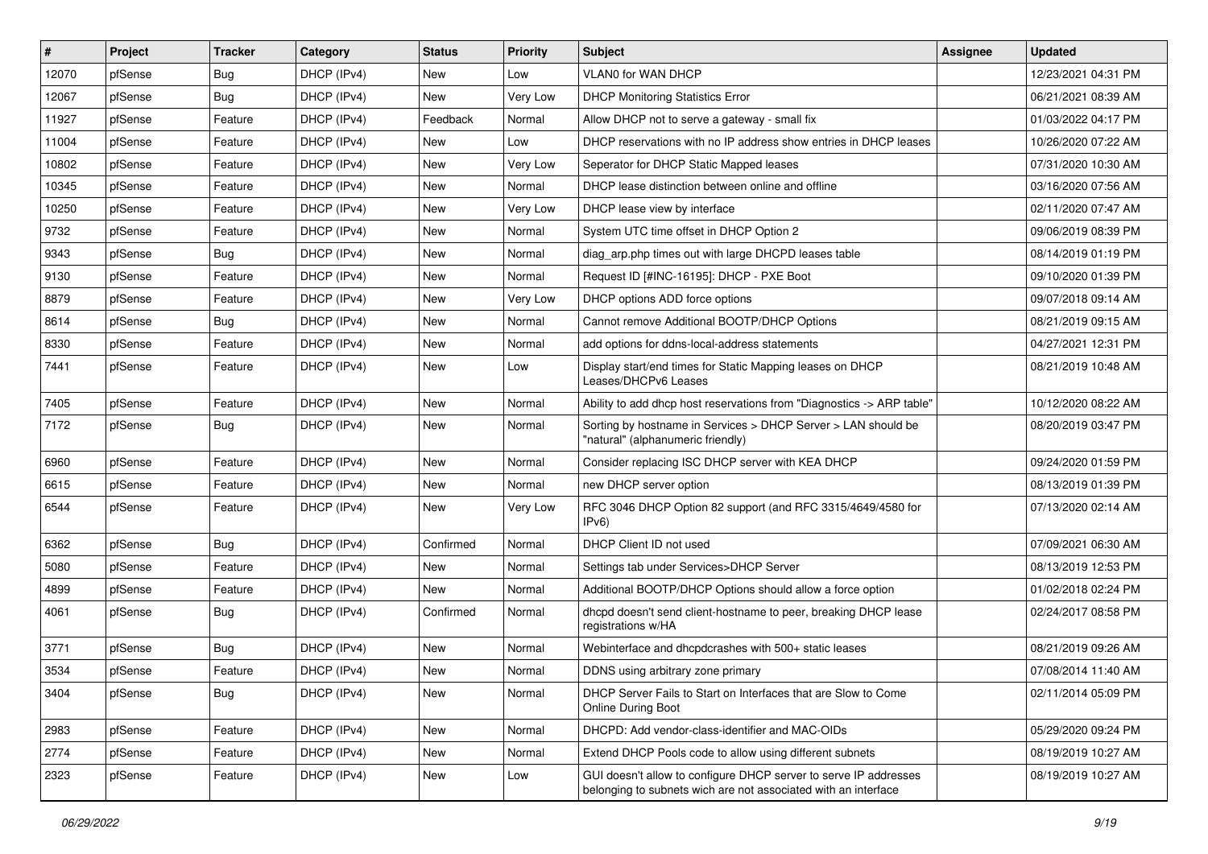| # | Project | Tracker | Category | Status | Priority | Subject | Assignee | Updated |
|---|---|---|---|---|---|---|---|---|
| 12070 | pfSense | Bug | DHCP (IPv4) | New | Low | VLAN0 for WAN DHCP | | 12/23/2021 04:31 PM |
| 12067 | pfSense | Bug | DHCP (IPv4) | New | Very Low | DHCP Monitoring Statistics Error | | 06/21/2021 08:39 AM |
| 11927 | pfSense | Feature | DHCP (IPv4) | Feedback | Normal | Allow DHCP not to serve a gateway - small fix | | 01/03/2022 04:17 PM |
| 11004 | pfSense | Feature | DHCP (IPv4) | New | Low | DHCP reservations with no IP address show entries in DHCP leases | | 10/26/2020 07:22 AM |
| 10802 | pfSense | Feature | DHCP (IPv4) | New | Very Low | Seperator for DHCP Static Mapped leases | | 07/31/2020 10:30 AM |
| 10345 | pfSense | Feature | DHCP (IPv4) | New | Normal | DHCP lease distinction between online and offline | | 03/16/2020 07:56 AM |
| 10250 | pfSense | Feature | DHCP (IPv4) | New | Very Low | DHCP lease view by interface | | 02/11/2020 07:47 AM |
| 9732 | pfSense | Feature | DHCP (IPv4) | New | Normal | System UTC time offset in DHCP Option 2 | | 09/06/2019 08:39 PM |
| 9343 | pfSense | Bug | DHCP (IPv4) | New | Normal | diag_arp.php times out with large DHCPD leases table | | 08/14/2019 01:19 PM |
| 9130 | pfSense | Feature | DHCP (IPv4) | New | Normal | Request ID [#INC-16195]: DHCP - PXE Boot | | 09/10/2020 01:39 PM |
| 8879 | pfSense | Feature | DHCP (IPv4) | New | Very Low | DHCP options ADD force options | | 09/07/2018 09:14 AM |
| 8614 | pfSense | Bug | DHCP (IPv4) | New | Normal | Cannot remove Additional BOOTP/DHCP Options | | 08/21/2019 09:15 AM |
| 8330 | pfSense | Feature | DHCP (IPv4) | New | Normal | add options for ddns-local-address statements | | 04/27/2021 12:31 PM |
| 7441 | pfSense | Feature | DHCP (IPv4) | New | Low | Display start/end times for Static Mapping leases on DHCP Leases/DHCPv6 Leases | | 08/21/2019 10:48 AM |
| 7405 | pfSense | Feature | DHCP (IPv4) | New | Normal | Ability to add dhcp host reservations from "Diagnostics -> ARP table" | | 10/12/2020 08:22 AM |
| 7172 | pfSense | Bug | DHCP (IPv4) | New | Normal | Sorting by hostname in Services > DHCP Server > LAN should be "natural" (alphanumeric friendly) | | 08/20/2019 03:47 PM |
| 6960 | pfSense | Feature | DHCP (IPv4) | New | Normal | Consider replacing ISC DHCP server with KEA DHCP | | 09/24/2020 01:59 PM |
| 6615 | pfSense | Feature | DHCP (IPv4) | New | Normal | new DHCP server option | | 08/13/2019 01:39 PM |
| 6544 | pfSense | Feature | DHCP (IPv4) | New | Very Low | RFC 3046 DHCP Option 82 support (and RFC 3315/4649/4580 for IPv6) | | 07/13/2020 02:14 AM |
| 6362 | pfSense | Bug | DHCP (IPv4) | Confirmed | Normal | DHCP Client ID not used | | 07/09/2021 06:30 AM |
| 5080 | pfSense | Feature | DHCP (IPv4) | New | Normal | Settings tab under Services>DHCP Server | | 08/13/2019 12:53 PM |
| 4899 | pfSense | Feature | DHCP (IPv4) | New | Normal | Additional BOOTP/DHCP Options should allow a force option | | 01/02/2018 02:24 PM |
| 4061 | pfSense | Bug | DHCP (IPv4) | Confirmed | Normal | dhcpd doesn't send client-hostname to peer, breaking DHCP lease registrations w/HA | | 02/24/2017 08:58 PM |
| 3771 | pfSense | Bug | DHCP (IPv4) | New | Normal | Webinterface and dhcpdcrashes with 500+ static leases | | 08/21/2019 09:26 AM |
| 3534 | pfSense | Feature | DHCP (IPv4) | New | Normal | DDNS using arbitrary zone primary | | 07/08/2014 11:40 AM |
| 3404 | pfSense | Bug | DHCP (IPv4) | New | Normal | DHCP Server Fails to Start on Interfaces that are Slow to Come Online During Boot | | 02/11/2014 05:09 PM |
| 2983 | pfSense | Feature | DHCP (IPv4) | New | Normal | DHCPD: Add vendor-class-identifier and MAC-OIDs | | 05/29/2020 09:24 PM |
| 2774 | pfSense | Feature | DHCP (IPv4) | New | Normal | Extend DHCP Pools code to allow using different subnets | | 08/19/2019 10:27 AM |
| 2323 | pfSense | Feature | DHCP (IPv4) | New | Low | GUI doesn't allow to configure DHCP server to serve IP addresses belonging to subnets wich are not associated with an interface | | 08/19/2019 10:27 AM |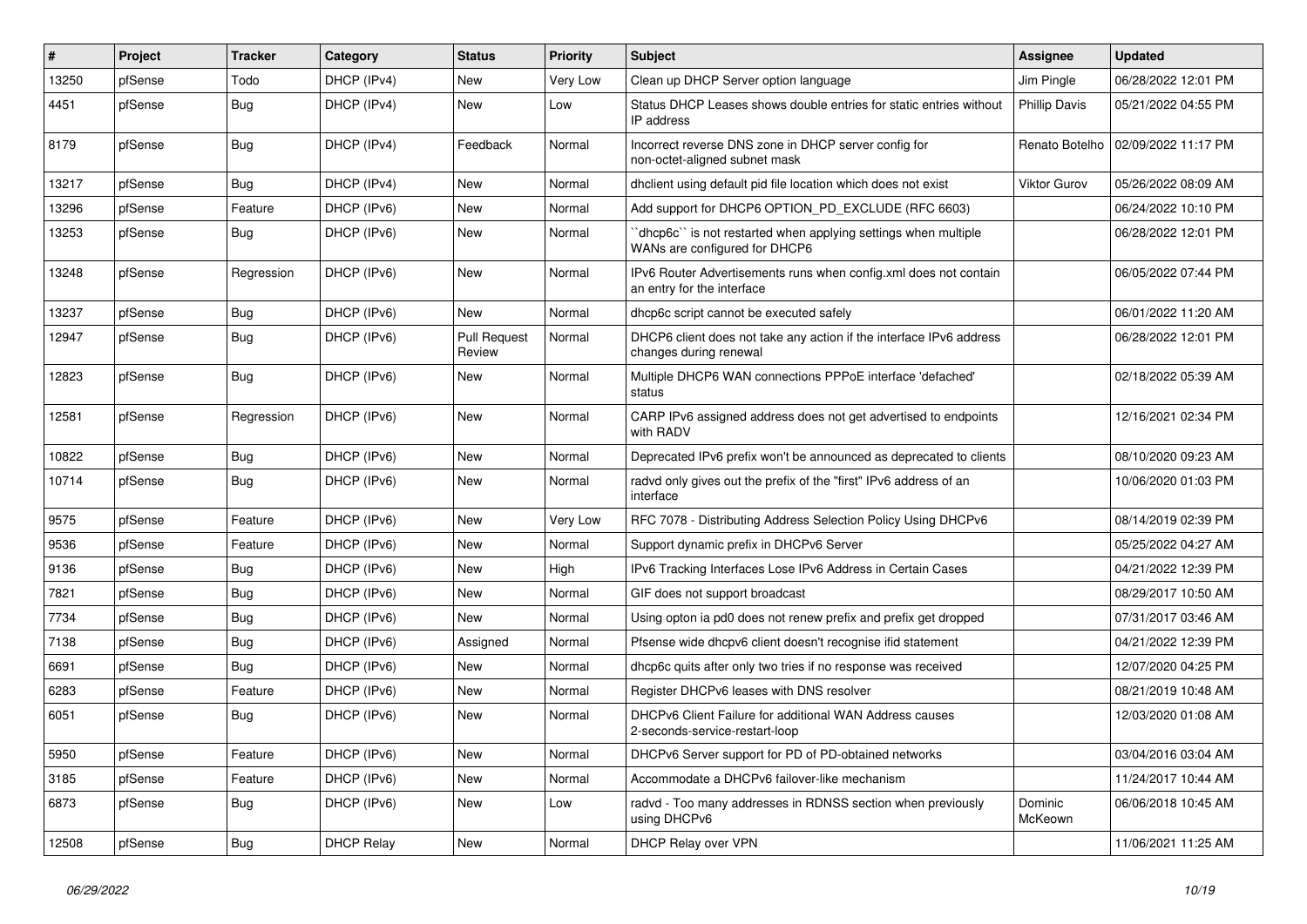| # | Project | Tracker | Category | Status | Priority | Subject | Assignee | Updated |
|---|---|---|---|---|---|---|---|---|
| 13250 | pfSense | Todo | DHCP (IPv4) | New | Very Low | Clean up DHCP Server option language | Jim Pingle | 06/28/2022 12:01 PM |
| 4451 | pfSense | Bug | DHCP (IPv4) | New | Low | Status DHCP Leases shows double entries for static entries without IP address | Phillip Davis | 05/21/2022 04:55 PM |
| 8179 | pfSense | Bug | DHCP (IPv4) | Feedback | Normal | Incorrect reverse DNS zone in DHCP server config for non-octet-aligned subnet mask | Renato Botelho | 02/09/2022 11:17 PM |
| 13217 | pfSense | Bug | DHCP (IPv4) | New | Normal | dhclient using default pid file location which does not exist | Viktor Gurov | 05/26/2022 08:09 AM |
| 13296 | pfSense | Feature | DHCP (IPv6) | New | Normal | Add support for DHCP6 OPTION_PD_EXCLUDE (RFC 6603) | | 06/24/2022 10:10 PM |
| 13253 | pfSense | Bug | DHCP (IPv6) | New | Normal | ``dhcp6c`` is not restarted when applying settings when multiple WANs are configured for DHCP6 | | 06/28/2022 12:01 PM |
| 13248 | pfSense | Regression | DHCP (IPv6) | New | Normal | IPv6 Router Advertisements runs when config.xml does not contain an entry for the interface | | 06/05/2022 07:44 PM |
| 13237 | pfSense | Bug | DHCP (IPv6) | New | Normal | dhcp6c script cannot be executed safely | | 06/01/2022 11:20 AM |
| 12947 | pfSense | Bug | DHCP (IPv6) | Pull Request Review | Normal | DHCP6 client does not take any action if the interface IPv6 address changes during renewal | | 06/28/2022 12:01 PM |
| 12823 | pfSense | Bug | DHCP (IPv6) | New | Normal | Multiple DHCP6 WAN connections PPPoE interface 'defached' status | | 02/18/2022 05:39 AM |
| 12581 | pfSense | Regression | DHCP (IPv6) | New | Normal | CARP IPv6 assigned address does not get advertised to endpoints with RADV | | 12/16/2021 02:34 PM |
| 10822 | pfSense | Bug | DHCP (IPv6) | New | Normal | Deprecated IPv6 prefix won't be announced as deprecated to clients | | 08/10/2020 09:23 AM |
| 10714 | pfSense | Bug | DHCP (IPv6) | New | Normal | radvd only gives out the prefix of the "first" IPv6 address of an interface | | 10/06/2020 01:03 PM |
| 9575 | pfSense | Feature | DHCP (IPv6) | New | Very Low | RFC 7078 - Distributing Address Selection Policy Using DHCPv6 | | 08/14/2019 02:39 PM |
| 9536 | pfSense | Feature | DHCP (IPv6) | New | Normal | Support dynamic prefix in DHCPv6 Server | | 05/25/2022 04:27 AM |
| 9136 | pfSense | Bug | DHCP (IPv6) | New | High | IPv6 Tracking Interfaces Lose IPv6 Address in Certain Cases | | 04/21/2022 12:39 PM |
| 7821 | pfSense | Bug | DHCP (IPv6) | New | Normal | GIF does not support broadcast | | 08/29/2017 10:50 AM |
| 7734 | pfSense | Bug | DHCP (IPv6) | New | Normal | Using opton ia pd0 does not renew prefix and prefix get dropped | | 07/31/2017 03:46 AM |
| 7138 | pfSense | Bug | DHCP (IPv6) | Assigned | Normal | Pfsense wide dhcpv6 client doesn't recognise ifid statement | | 04/21/2022 12:39 PM |
| 6691 | pfSense | Bug | DHCP (IPv6) | New | Normal | dhcp6c quits after only two tries if no response was received | | 12/07/2020 04:25 PM |
| 6283 | pfSense | Feature | DHCP (IPv6) | New | Normal | Register DHCPv6 leases with DNS resolver | | 08/21/2019 10:48 AM |
| 6051 | pfSense | Bug | DHCP (IPv6) | New | Normal | DHCPv6 Client Failure for additional WAN Address causes 2-seconds-service-restart-loop | | 12/03/2020 01:08 AM |
| 5950 | pfSense | Feature | DHCP (IPv6) | New | Normal | DHCPv6 Server support for PD of PD-obtained networks | | 03/04/2016 03:04 AM |
| 3185 | pfSense | Feature | DHCP (IPv6) | New | Normal | Accommodate a DHCPv6 failover-like mechanism | | 11/24/2017 10:44 AM |
| 6873 | pfSense | Bug | DHCP (IPv6) | New | Low | radvd - Too many addresses in RDNSS section when previously using DHCPv6 | Dominic McKeown | 06/06/2018 10:45 AM |
| 12508 | pfSense | Bug | DHCP Relay | New | Normal | DHCP Relay over VPN | | 11/06/2021 11:25 AM |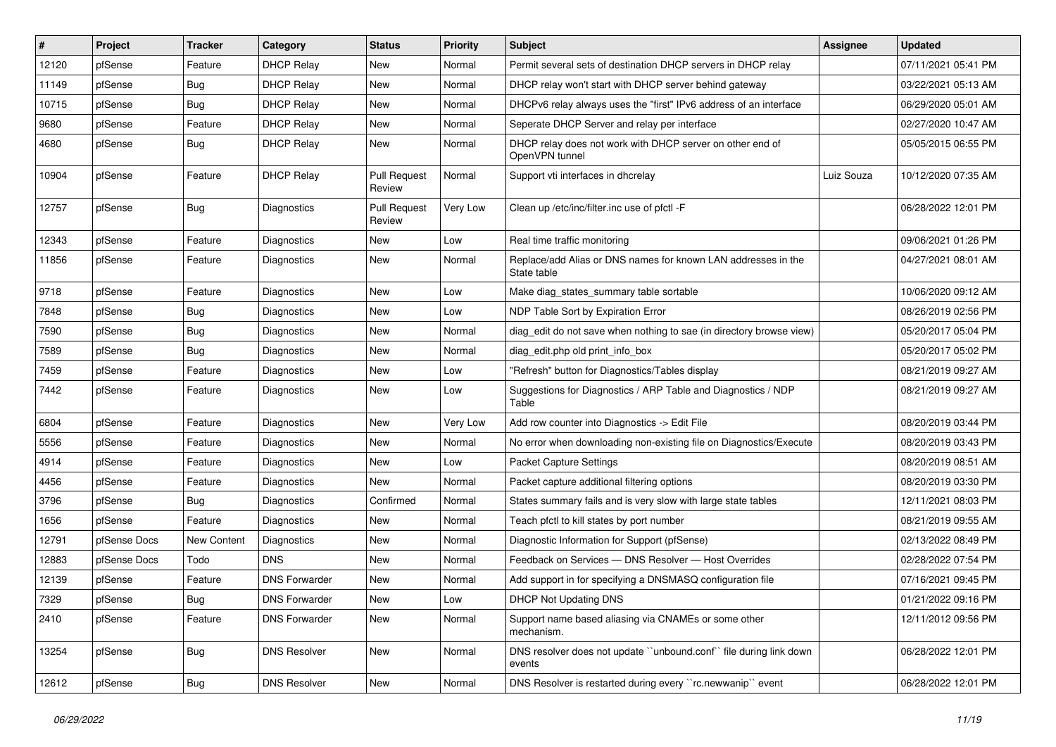| # | Project | Tracker | Category | Status | Priority | Subject | Assignee | Updated |
|---|---|---|---|---|---|---|---|---|
| 12120 | pfSense | Feature | DHCP Relay | New | Normal | Permit several sets of destination DHCP servers in DHCP relay | | 07/11/2021 05:41 PM |
| 11149 | pfSense | Bug | DHCP Relay | New | Normal | DHCP relay won't start with DHCP server behind gateway | | 03/22/2021 05:13 AM |
| 10715 | pfSense | Bug | DHCP Relay | New | Normal | DHCPv6 relay always uses the "first" IPv6 address of an interface | | 06/29/2020 05:01 AM |
| 9680 | pfSense | Feature | DHCP Relay | New | Normal | Seperate DHCP Server and relay per interface | | 02/27/2020 10:47 AM |
| 4680 | pfSense | Bug | DHCP Relay | New | Normal | DHCP relay does not work with DHCP server on other end of OpenVPN tunnel | | 05/05/2015 06:55 PM |
| 10904 | pfSense | Feature | DHCP Relay | Pull Request Review | Normal | Support vti interfaces in dhcrelay | Luiz Souza | 10/12/2020 07:35 AM |
| 12757 | pfSense | Bug | Diagnostics | Pull Request Review | Very Low | Clean up /etc/inc/filter.inc use of pfctl -F | | 06/28/2022 12:01 PM |
| 12343 | pfSense | Feature | Diagnostics | New | Low | Real time traffic monitoring | | 09/06/2021 01:26 PM |
| 11856 | pfSense | Feature | Diagnostics | New | Normal | Replace/add Alias or DNS names for known LAN addresses in the State table | | 04/27/2021 08:01 AM |
| 9718 | pfSense | Feature | Diagnostics | New | Low | Make diag_states_summary table sortable | | 10/06/2020 09:12 AM |
| 7848 | pfSense | Bug | Diagnostics | New | Low | NDP Table Sort by Expiration Error | | 08/26/2019 02:56 PM |
| 7590 | pfSense | Bug | Diagnostics | New | Normal | diag_edit do not save when nothing to sae (in directory browse view) | | 05/20/2017 05:04 PM |
| 7589 | pfSense | Bug | Diagnostics | New | Normal | diag_edit.php old print_info_box | | 05/20/2017 05:02 PM |
| 7459 | pfSense | Feature | Diagnostics | New | Low | "Refresh" button for Diagnostics/Tables display | | 08/21/2019 09:27 AM |
| 7442 | pfSense | Feature | Diagnostics | New | Low | Suggestions for Diagnostics / ARP Table and Diagnostics / NDP Table | | 08/21/2019 09:27 AM |
| 6804 | pfSense | Feature | Diagnostics | New | Very Low | Add row counter into Diagnostics -> Edit File | | 08/20/2019 03:44 PM |
| 5556 | pfSense | Feature | Diagnostics | New | Normal | No error when downloading non-existing file on Diagnostics/Execute | | 08/20/2019 03:43 PM |
| 4914 | pfSense | Feature | Diagnostics | New | Low | Packet Capture Settings | | 08/20/2019 08:51 AM |
| 4456 | pfSense | Feature | Diagnostics | New | Normal | Packet capture additional filtering options | | 08/20/2019 03:30 PM |
| 3796 | pfSense | Bug | Diagnostics | Confirmed | Normal | States summary fails and is very slow with large state tables | | 12/11/2021 08:03 PM |
| 1656 | pfSense | Feature | Diagnostics | New | Normal | Teach pfctl to kill states by port number | | 08/21/2019 09:55 AM |
| 12791 | pfSense Docs | New Content | Diagnostics | New | Normal | Diagnostic Information for Support (pfSense) | | 02/13/2022 08:49 PM |
| 12883 | pfSense Docs | Todo | DNS | New | Normal | Feedback on Services — DNS Resolver — Host Overrides | | 02/28/2022 07:54 PM |
| 12139 | pfSense | Feature | DNS Forwarder | New | Normal | Add support in for specifying a DNSMASQ configuration file | | 07/16/2021 09:45 PM |
| 7329 | pfSense | Bug | DNS Forwarder | New | Low | DHCP Not Updating DNS | | 01/21/2022 09:16 PM |
| 2410 | pfSense | Feature | DNS Forwarder | New | Normal | Support name based aliasing via CNAMEs or some other mechanism. | | 12/11/2012 09:56 PM |
| 13254 | pfSense | Bug | DNS Resolver | New | Normal | DNS resolver does not update ``unbound.conf`` file during link down events | | 06/28/2022 12:01 PM |
| 12612 | pfSense | Bug | DNS Resolver | New | Normal | DNS Resolver is restarted during every ``rc.newwanip`` event | | 06/28/2022 12:01 PM |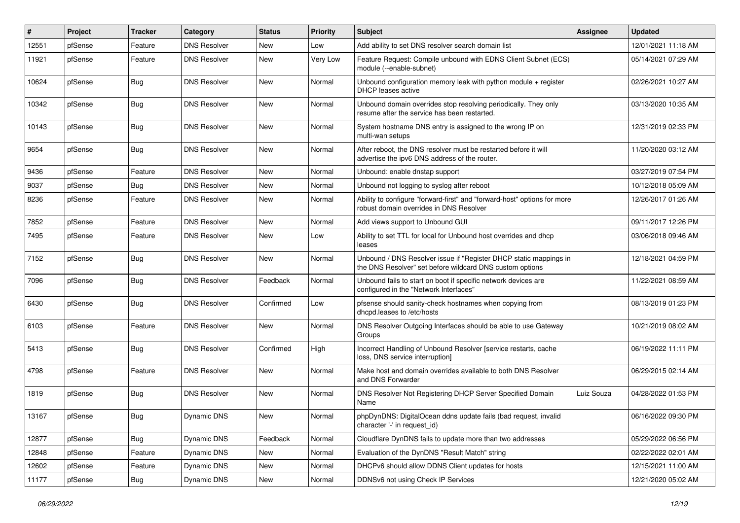| # | Project | Tracker | Category | Status | Priority | Subject | Assignee | Updated |
|---|---|---|---|---|---|---|---|---|
| 12551 | pfSense | Feature | DNS Resolver | New | Low | Add ability to set DNS resolver search domain list | | 12/01/2021 11:18 AM |
| 11921 | pfSense | Feature | DNS Resolver | New | Very Low | Feature Request: Compile unbound with EDNS Client Subnet (ECS) module (--enable-subnet) | | 05/14/2021 07:29 AM |
| 10624 | pfSense | Bug | DNS Resolver | New | Normal | Unbound configuration memory leak with python module + register DHCP leases active | | 02/26/2021 10:27 AM |
| 10342 | pfSense | Bug | DNS Resolver | New | Normal | Unbound domain overrides stop resolving periodically. They only resume after the service has been restarted. | | 03/13/2020 10:35 AM |
| 10143 | pfSense | Bug | DNS Resolver | New | Normal | System hostname DNS entry is assigned to the wrong IP on multi-wan setups | | 12/31/2019 02:33 PM |
| 9654 | pfSense | Bug | DNS Resolver | New | Normal | After reboot, the DNS resolver must be restarted before it will advertise the ipv6 DNS address of the router. | | 11/20/2020 03:12 AM |
| 9436 | pfSense | Feature | DNS Resolver | New | Normal | Unbound: enable dnstap support | | 03/27/2019 07:54 PM |
| 9037 | pfSense | Bug | DNS Resolver | New | Normal | Unbound not logging to syslog after reboot | | 10/12/2018 05:09 AM |
| 8236 | pfSense | Feature | DNS Resolver | New | Normal | Ability to configure "forward-first" and "forward-host" options for more robust domain overrides in DNS Resolver | | 12/26/2017 01:26 AM |
| 7852 | pfSense | Feature | DNS Resolver | New | Normal | Add views support to Unbound GUI | | 09/11/2017 12:26 PM |
| 7495 | pfSense | Feature | DNS Resolver | New | Low | Ability to set TTL for local for Unbound host overrides and dhcp leases | | 03/06/2018 09:46 AM |
| 7152 | pfSense | Bug | DNS Resolver | New | Normal | Unbound / DNS Resolver issue if "Register DHCP static mappings in the DNS Resolver" set before wildcard DNS custom options | | 12/18/2021 04:59 PM |
| 7096 | pfSense | Bug | DNS Resolver | Feedback | Normal | Unbound fails to start on boot if specific network devices are configured in the "Network Interfaces" | | 11/22/2021 08:59 AM |
| 6430 | pfSense | Bug | DNS Resolver | Confirmed | Low | pfsense should sanity-check hostnames when copying from dhcpd.leases to /etc/hosts | | 08/13/2019 01:23 PM |
| 6103 | pfSense | Feature | DNS Resolver | New | Normal | DNS Resolver Outgoing Interfaces should be able to use Gateway Groups | | 10/21/2019 08:02 AM |
| 5413 | pfSense | Bug | DNS Resolver | Confirmed | High | Incorrect Handling of Unbound Resolver [service restarts, cache loss, DNS service interruption] | | 06/19/2022 11:11 PM |
| 4798 | pfSense | Feature | DNS Resolver | New | Normal | Make host and domain overrides available to both DNS Resolver and DNS Forwarder | | 06/29/2015 02:14 AM |
| 1819 | pfSense | Bug | DNS Resolver | New | Normal | DNS Resolver Not Registering DHCP Server Specified Domain Name | Luiz Souza | 04/28/2022 01:53 PM |
| 13167 | pfSense | Bug | Dynamic DNS | New | Normal | phpDynDNS: DigitalOcean ddns update fails (bad request, invalid character '-' in request_id) | | 06/16/2022 09:30 PM |
| 12877 | pfSense | Bug | Dynamic DNS | Feedback | Normal | Cloudflare DynDNS fails to update more than two addresses | | 05/29/2022 06:56 PM |
| 12848 | pfSense | Feature | Dynamic DNS | New | Normal | Evaluation of the DynDNS "Result Match" string | | 02/22/2022 02:01 AM |
| 12602 | pfSense | Feature | Dynamic DNS | New | Normal | DHCPv6 should allow DDNS Client updates for hosts | | 12/15/2021 11:00 AM |
| 11177 | pfSense | Bug | Dynamic DNS | New | Normal | DDNSv6 not using Check IP Services | | 12/21/2020 05:02 AM |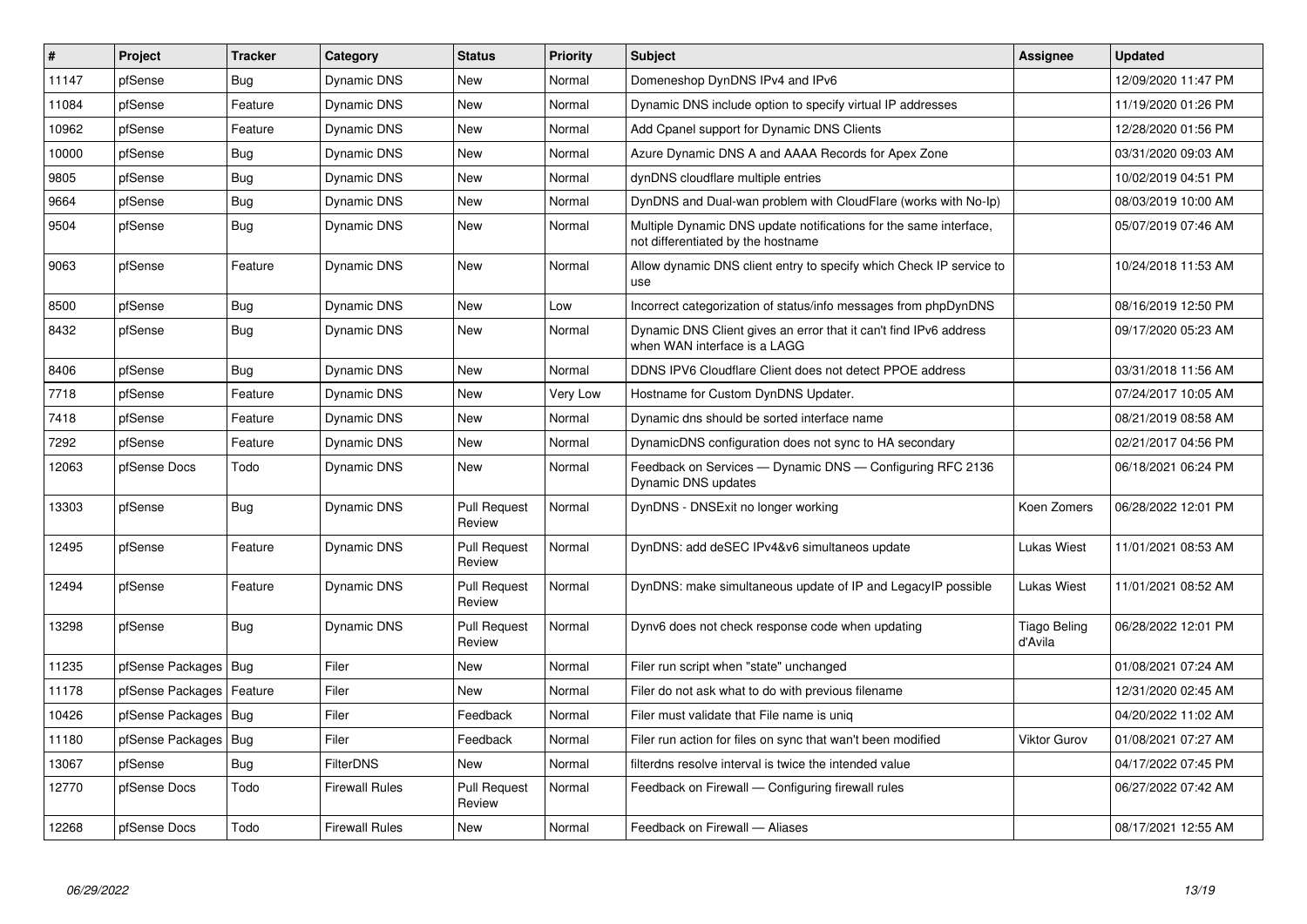| # | Project | Tracker | Category | Status | Priority | Subject | Assignee | Updated |
|---|---|---|---|---|---|---|---|---|
| 11147 | pfSense | Bug | Dynamic DNS | New | Normal | Domeneshop DynDNS IPv4 and IPv6 | | 12/09/2020 11:47 PM |
| 11084 | pfSense | Feature | Dynamic DNS | New | Normal | Dynamic DNS include option to specify virtual IP addresses | | 11/19/2020 01:26 PM |
| 10962 | pfSense | Feature | Dynamic DNS | New | Normal | Add Cpanel support for Dynamic DNS Clients | | 12/28/2020 01:56 PM |
| 10000 | pfSense | Bug | Dynamic DNS | New | Normal | Azure Dynamic DNS A and AAAA Records for Apex Zone | | 03/31/2020 09:03 AM |
| 9805 | pfSense | Bug | Dynamic DNS | New | Normal | dynDNS cloudflare multiple entries | | 10/02/2019 04:51 PM |
| 9664 | pfSense | Bug | Dynamic DNS | New | Normal | DynDNS and Dual-wan problem with CloudFlare (works with No-Ip) | | 08/03/2019 10:00 AM |
| 9504 | pfSense | Bug | Dynamic DNS | New | Normal | Multiple Dynamic DNS update notifications for the same interface, not differentiated by the hostname | | 05/07/2019 07:46 AM |
| 9063 | pfSense | Feature | Dynamic DNS | New | Normal | Allow dynamic DNS client entry to specify which Check IP service to use | | 10/24/2018 11:53 AM |
| 8500 | pfSense | Bug | Dynamic DNS | New | Low | Incorrect categorization of status/info messages from phpDynDNS | | 08/16/2019 12:50 PM |
| 8432 | pfSense | Bug | Dynamic DNS | New | Normal | Dynamic DNS Client gives an error that it can't find IPv6 address when WAN interface is a LAGG | | 09/17/2020 05:23 AM |
| 8406 | pfSense | Bug | Dynamic DNS | New | Normal | DDNS IPV6 Cloudflare Client does not detect PPOE address | | 03/31/2018 11:56 AM |
| 7718 | pfSense | Feature | Dynamic DNS | New | Very Low | Hostname for Custom DynDNS Updater. | | 07/24/2017 10:05 AM |
| 7418 | pfSense | Feature | Dynamic DNS | New | Normal | Dynamic dns should be sorted interface name | | 08/21/2019 08:58 AM |
| 7292 | pfSense | Feature | Dynamic DNS | New | Normal | DynamicDNS configuration does not sync to HA secondary | | 02/21/2017 04:56 PM |
| 12063 | pfSense Docs | Todo | Dynamic DNS | New | Normal | Feedback on Services — Dynamic DNS — Configuring RFC 2136 Dynamic DNS updates | | 06/18/2021 06:24 PM |
| 13303 | pfSense | Bug | Dynamic DNS | Pull Request Review | Normal | DynDNS - DNSExit no longer working | Koen Zomers | 06/28/2022 12:01 PM |
| 12495 | pfSense | Feature | Dynamic DNS | Pull Request Review | Normal | DynDNS: add deSEC IPv4&v6 simultaneos update | Lukas Wiest | 11/01/2021 08:53 AM |
| 12494 | pfSense | Feature | Dynamic DNS | Pull Request Review | Normal | DynDNS: make simultaneous update of IP and LegacyIP possible | Lukas Wiest | 11/01/2021 08:52 AM |
| 13298 | pfSense | Bug | Dynamic DNS | Pull Request Review | Normal | Dynv6 does not check response code when updating | Tiago Beling d'Avila | 06/28/2022 12:01 PM |
| 11235 | pfSense Packages | Bug | Filer | New | Normal | Filer run script when "state" unchanged | | 01/08/2021 07:24 AM |
| 11178 | pfSense Packages | Feature | Filer | New | Normal | Filer do not ask what to do with previous filename | | 12/31/2020 02:45 AM |
| 10426 | pfSense Packages | Bug | Filer | Feedback | Normal | Filer must validate that File name is uniq | | 04/20/2022 11:02 AM |
| 11180 | pfSense Packages | Bug | Filer | Feedback | Normal | Filer run action for files on sync that wan't been modified | Viktor Gurov | 01/08/2021 07:27 AM |
| 13067 | pfSense | Bug | FilterDNS | New | Normal | filterdns resolve interval is twice the intended value | | 04/17/2022 07:45 PM |
| 12770 | pfSense Docs | Todo | Firewall Rules | Pull Request Review | Normal | Feedback on Firewall — Configuring firewall rules | | 06/27/2022 07:42 AM |
| 12268 | pfSense Docs | Todo | Firewall Rules | New | Normal | Feedback on Firewall — Aliases | | 08/17/2021 12:55 AM |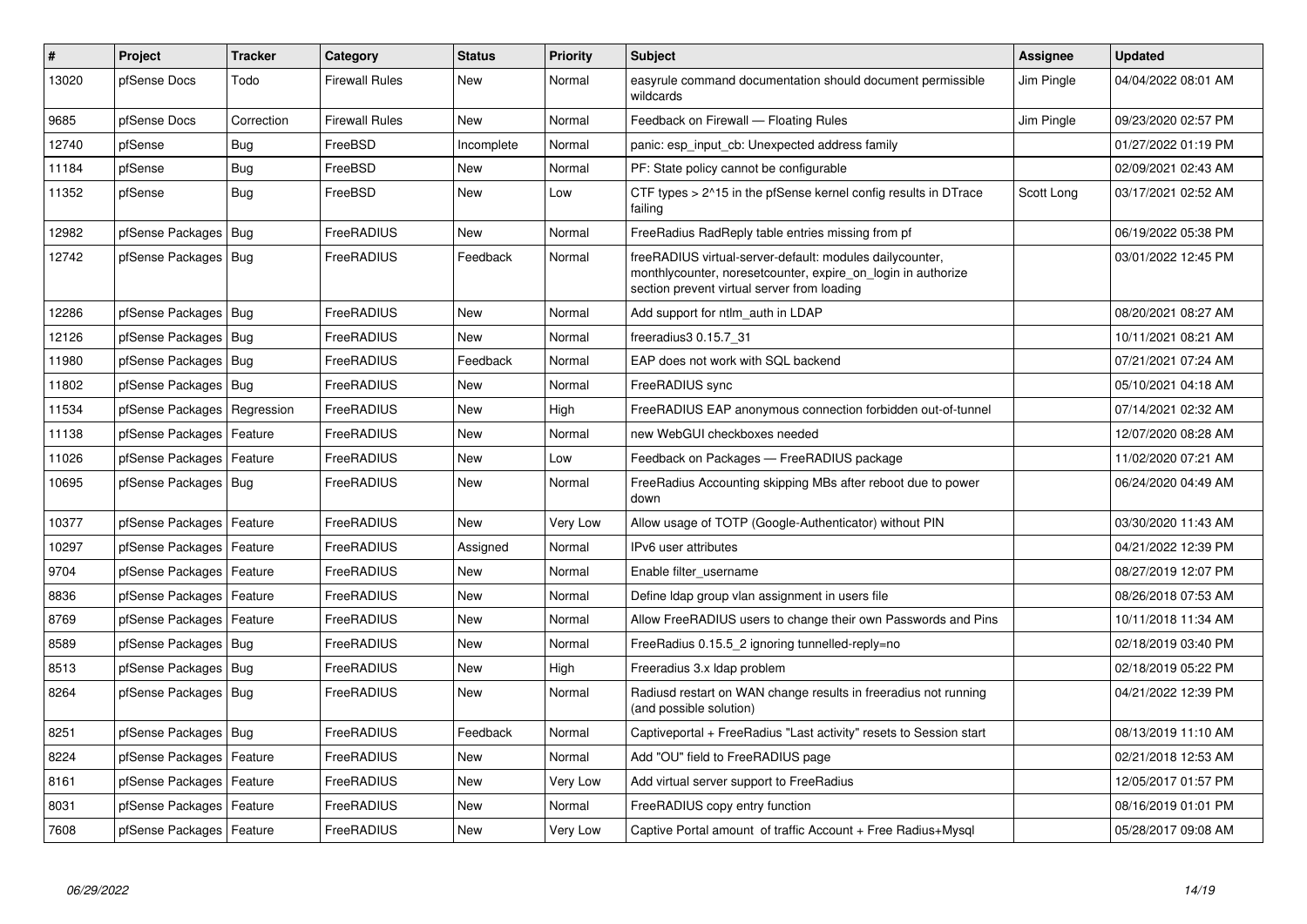| # | Project | Tracker | Category | Status | Priority | Subject | Assignee | Updated |
|---|---|---|---|---|---|---|---|---|
| 13020 | pfSense Docs | Todo | Firewall Rules | New | Normal | easyrule command documentation should document permissible wildcards | Jim Pingle | 04/04/2022 08:01 AM |
| 9685 | pfSense Docs | Correction | Firewall Rules | New | Normal | Feedback on Firewall — Floating Rules | Jim Pingle | 09/23/2020 02:57 PM |
| 12740 | pfSense | Bug | FreeBSD | Incomplete | Normal | panic: esp_input_cb: Unexpected address family | | 01/27/2022 01:19 PM |
| 11184 | pfSense | Bug | FreeBSD | New | Normal | PF: State policy cannot be configurable | | 02/09/2021 02:43 AM |
| 11352 | pfSense | Bug | FreeBSD | New | Low | CTF types > 2^15 in the pfSense kernel config results in DTrace failing | Scott Long | 03/17/2021 02:52 AM |
| 12982 | pfSense Packages | Bug | FreeRADIUS | New | Normal | FreeRadius RadReply table entries missing from pf | | 06/19/2022 05:38 PM |
| 12742 | pfSense Packages | Bug | FreeRADIUS | Feedback | Normal | freeRADIUS virtual-server-default: modules dailycounter, monthlycounter, noresetcounter, expire_on_login in authorize section prevent virtual server from loading | | 03/01/2022 12:45 PM |
| 12286 | pfSense Packages | Bug | FreeRADIUS | New | Normal | Add support for ntlm_auth in LDAP | | 08/20/2021 08:27 AM |
| 12126 | pfSense Packages | Bug | FreeRADIUS | New | Normal | freeradius3 0.15.7_31 | | 10/11/2021 08:21 AM |
| 11980 | pfSense Packages | Bug | FreeRADIUS | Feedback | Normal | EAP does not work with SQL backend | | 07/21/2021 07:24 AM |
| 11802 | pfSense Packages | Bug | FreeRADIUS | New | Normal | FreeRADIUS sync | | 05/10/2021 04:18 AM |
| 11534 | pfSense Packages | Regression | FreeRADIUS | New | High | FreeRADIUS EAP anonymous connection forbidden out-of-tunnel | | 07/14/2021 02:32 AM |
| 11138 | pfSense Packages | Feature | FreeRADIUS | New | Normal | new WebGUI checkboxes needed | | 12/07/2020 08:28 AM |
| 11026 | pfSense Packages | Feature | FreeRADIUS | New | Low | Feedback on Packages — FreeRADIUS package | | 11/02/2020 07:21 AM |
| 10695 | pfSense Packages | Bug | FreeRADIUS | New | Normal | FreeRadius Accounting skipping MBs after reboot due to power down | | 06/24/2020 04:49 AM |
| 10377 | pfSense Packages | Feature | FreeRADIUS | New | Very Low | Allow usage of TOTP (Google-Authenticator) without PIN | | 03/30/2020 11:43 AM |
| 10297 | pfSense Packages | Feature | FreeRADIUS | Assigned | Normal | IPv6 user attributes | | 04/21/2022 12:39 PM |
| 9704 | pfSense Packages | Feature | FreeRADIUS | New | Normal | Enable filter_username | | 08/27/2019 12:07 PM |
| 8836 | pfSense Packages | Feature | FreeRADIUS | New | Normal | Define ldap group vlan assignment in users file | | 08/26/2018 07:53 AM |
| 8769 | pfSense Packages | Feature | FreeRADIUS | New | Normal | Allow FreeRADIUS users to change their own Passwords and Pins | | 10/11/2018 11:34 AM |
| 8589 | pfSense Packages | Bug | FreeRADIUS | New | Normal | FreeRadius 0.15.5_2 ignoring tunnelled-reply=no | | 02/18/2019 03:40 PM |
| 8513 | pfSense Packages | Bug | FreeRADIUS | New | High | Freeradius 3.x ldap problem | | 02/18/2019 05:22 PM |
| 8264 | pfSense Packages | Bug | FreeRADIUS | New | Normal | Radiusd restart on WAN change results in freeradius not running (and possible solution) | | 04/21/2022 12:39 PM |
| 8251 | pfSense Packages | Bug | FreeRADIUS | Feedback | Normal | Captiveportal + FreeRadius "Last activity" resets to Session start | | 08/13/2019 11:10 AM |
| 8224 | pfSense Packages | Feature | FreeRADIUS | New | Normal | Add "OU" field to FreeRADIUS page | | 02/21/2018 12:53 AM |
| 8161 | pfSense Packages | Feature | FreeRADIUS | New | Very Low | Add virtual server support to FreeRadius | | 12/05/2017 01:57 PM |
| 8031 | pfSense Packages | Feature | FreeRADIUS | New | Normal | FreeRADIUS copy entry function | | 08/16/2019 01:01 PM |
| 7608 | pfSense Packages | Feature | FreeRADIUS | New | Very Low | Captive Portal amount of traffic Account + Free Radius+Mysql | | 05/28/2017 09:08 AM |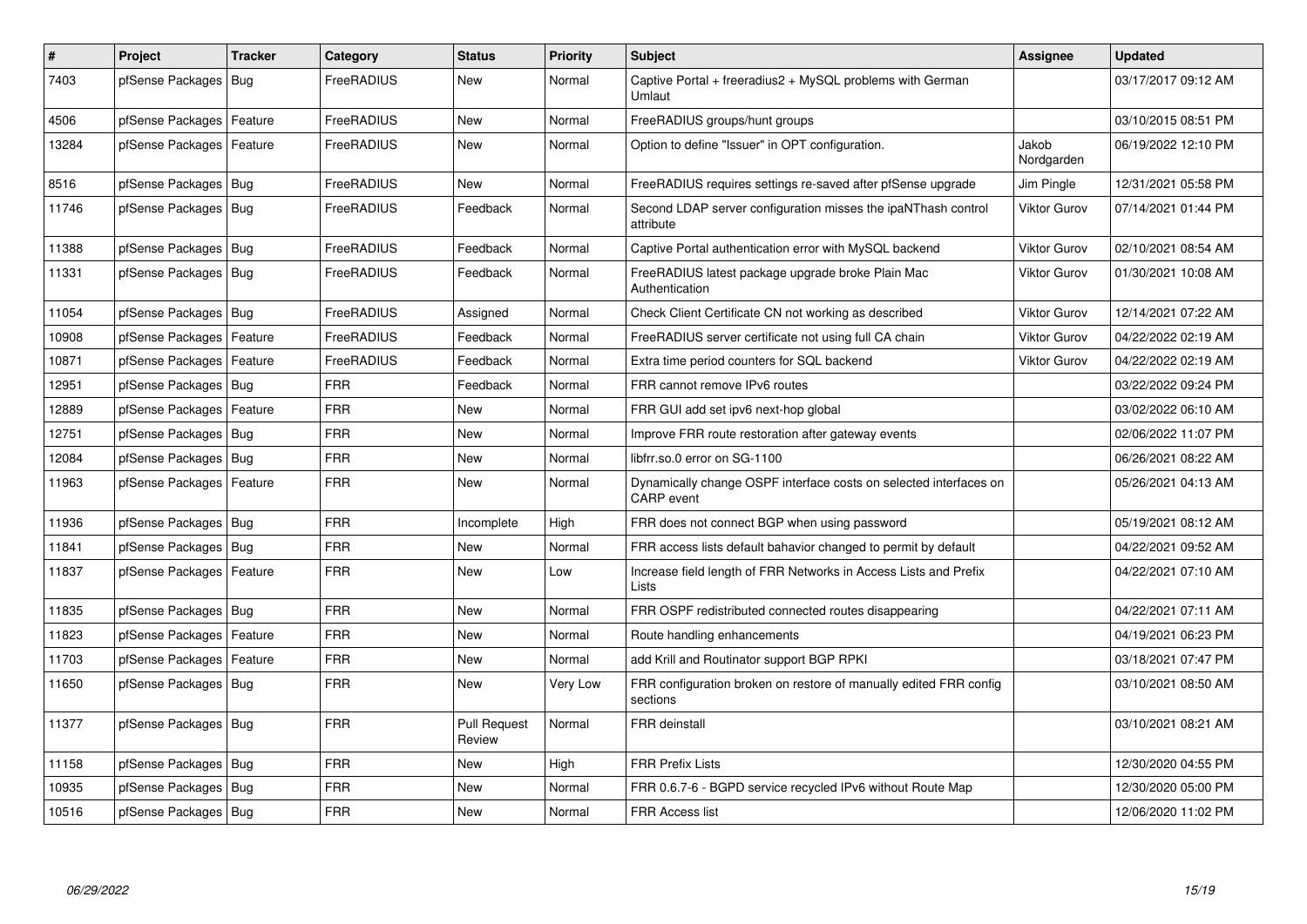| # | Project | Tracker | Category | Status | Priority | Subject | Assignee | Updated |
|---|---|---|---|---|---|---|---|---|
| 7403 | pfSense Packages | Bug | FreeRADIUS | New | Normal | Captive Portal + freeradius2 + MySQL problems with German Umlaut | | 03/17/2017 09:12 AM |
| 4506 | pfSense Packages | Feature | FreeRADIUS | New | Normal | FreeRADIUS groups/hunt groups | | 03/10/2015 08:51 PM |
| 13284 | pfSense Packages | Feature | FreeRADIUS | New | Normal | Option to define "Issuer" in OPT configuration. | Jakob Nordgarden | 06/19/2022 12:10 PM |
| 8516 | pfSense Packages | Bug | FreeRADIUS | New | Normal | FreeRADIUS requires settings re-saved after pfSense upgrade | Jim Pingle | 12/31/2021 05:58 PM |
| 11746 | pfSense Packages | Bug | FreeRADIUS | Feedback | Normal | Second LDAP server configuration misses the ipaNThash control attribute | Viktor Gurov | 07/14/2021 01:44 PM |
| 11388 | pfSense Packages | Bug | FreeRADIUS | Feedback | Normal | Captive Portal authentication error with MySQL backend | Viktor Gurov | 02/10/2021 08:54 AM |
| 11331 | pfSense Packages | Bug | FreeRADIUS | Feedback | Normal | FreeRADIUS latest package upgrade broke Plain Mac Authentication | Viktor Gurov | 01/30/2021 10:08 AM |
| 11054 | pfSense Packages | Bug | FreeRADIUS | Assigned | Normal | Check Client Certificate CN not working as described | Viktor Gurov | 12/14/2021 07:22 AM |
| 10908 | pfSense Packages | Feature | FreeRADIUS | Feedback | Normal | FreeRADIUS server certificate not using full CA chain | Viktor Gurov | 04/22/2022 02:19 AM |
| 10871 | pfSense Packages | Feature | FreeRADIUS | Feedback | Normal | Extra time period counters for SQL backend | Viktor Gurov | 04/22/2022 02:19 AM |
| 12951 | pfSense Packages | Bug | FRR | Feedback | Normal | FRR cannot remove IPv6 routes | | 03/22/2022 09:24 PM |
| 12889 | pfSense Packages | Feature | FRR | New | Normal | FRR GUI add set ipv6 next-hop global | | 03/02/2022 06:10 AM |
| 12751 | pfSense Packages | Bug | FRR | New | Normal | Improve FRR route restoration after gateway events | | 02/06/2022 11:07 PM |
| 12084 | pfSense Packages | Bug | FRR | New | Normal | libfrr.so.0 error on SG-1100 | | 06/26/2021 08:22 AM |
| 11963 | pfSense Packages | Feature | FRR | New | Normal | Dynamically change OSPF interface costs on selected interfaces on CARP event | | 05/26/2021 04:13 AM |
| 11936 | pfSense Packages | Bug | FRR | Incomplete | High | FRR does not connect BGP when using password | | 05/19/2021 08:12 AM |
| 11841 | pfSense Packages | Bug | FRR | New | Normal | FRR access lists default bahavior changed to permit by default | | 04/22/2021 09:52 AM |
| 11837 | pfSense Packages | Feature | FRR | New | Low | Increase field length of FRR Networks in Access Lists and Prefix Lists | | 04/22/2021 07:10 AM |
| 11835 | pfSense Packages | Bug | FRR | New | Normal | FRR OSPF redistributed connected routes disappearing | | 04/22/2021 07:11 AM |
| 11823 | pfSense Packages | Feature | FRR | New | Normal | Route handling enhancements | | 04/19/2021 06:23 PM |
| 11703 | pfSense Packages | Feature | FRR | New | Normal | add Krill and Routinator support BGP RPKI | | 03/18/2021 07:47 PM |
| 11650 | pfSense Packages | Bug | FRR | New | Very Low | FRR configuration broken on restore of manually edited FRR config sections | | 03/10/2021 08:50 AM |
| 11377 | pfSense Packages | Bug | FRR | Pull Request Review | Normal | FRR deinstall | | 03/10/2021 08:21 AM |
| 11158 | pfSense Packages | Bug | FRR | New | High | FRR Prefix Lists | | 12/30/2020 04:55 PM |
| 10935 | pfSense Packages | Bug | FRR | New | Normal | FRR 0.6.7-6 - BGPD service recycled IPv6 without Route Map | | 12/30/2020 05:00 PM |
| 10516 | pfSense Packages | Bug | FRR | New | Normal | FRR Access list | | 12/06/2020 11:02 PM |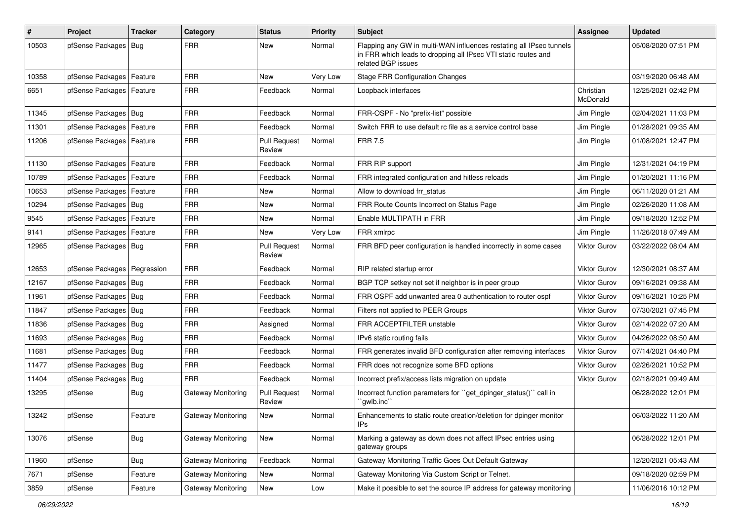| # | Project | Tracker | Category | Status | Priority | Subject | Assignee | Updated |
|---|---|---|---|---|---|---|---|---|
| 10503 | pfSense Packages | Bug | FRR | New | Normal | Flapping any GW in multi-WAN influences restating all IPsec tunnels in FRR which leads to dropping all IPsec VTI static routes and related BGP issues | | 05/08/2020 07:51 PM |
| 10358 | pfSense Packages | Feature | FRR | New | Very Low | Stage FRR Configuration Changes | | 03/19/2020 06:48 AM |
| 6651 | pfSense Packages | Feature | FRR | Feedback | Normal | Loopback interfaces | Christian McDonald | 12/25/2021 02:42 PM |
| 11345 | pfSense Packages | Bug | FRR | Feedback | Normal | FRR-OSPF - No "prefix-list" possible | Jim Pingle | 02/04/2021 11:03 PM |
| 11301 | pfSense Packages | Feature | FRR | Feedback | Normal | Switch FRR to use default rc file as a service control base | Jim Pingle | 01/28/2021 09:35 AM |
| 11206 | pfSense Packages | Feature | FRR | Pull Request Review | Normal | FRR 7.5 | Jim Pingle | 01/08/2021 12:47 PM |
| 11130 | pfSense Packages | Feature | FRR | Feedback | Normal | FRR RIP support | Jim Pingle | 12/31/2021 04:19 PM |
| 10789 | pfSense Packages | Feature | FRR | Feedback | Normal | FRR integrated configuration and hitless reloads | Jim Pingle | 01/20/2021 11:16 PM |
| 10653 | pfSense Packages | Feature | FRR | New | Normal | Allow to download frr_status | Jim Pingle | 06/11/2020 01:21 AM |
| 10294 | pfSense Packages | Bug | FRR | New | Normal | FRR Route Counts Incorrect on Status Page | Jim Pingle | 02/26/2020 11:08 AM |
| 9545 | pfSense Packages | Feature | FRR | New | Normal | Enable MULTIPATH in FRR | Jim Pingle | 09/18/2020 12:52 PM |
| 9141 | pfSense Packages | Feature | FRR | New | Very Low | FRR xmlrpc | Jim Pingle | 11/26/2018 07:49 AM |
| 12965 | pfSense Packages | Bug | FRR | Pull Request Review | Normal | FRR BFD peer configuration is handled incorrectly in some cases | Viktor Gurov | 03/22/2022 08:04 AM |
| 12653 | pfSense Packages | Regression | FRR | Feedback | Normal | RIP related startup error | Viktor Gurov | 12/30/2021 08:37 AM |
| 12167 | pfSense Packages | Bug | FRR | Feedback | Normal | BGP TCP setkey not set if neighbor is in peer group | Viktor Gurov | 09/16/2021 09:38 AM |
| 11961 | pfSense Packages | Bug | FRR | Feedback | Normal | FRR OSPF add unwanted area 0 authentication to router ospf | Viktor Gurov | 09/16/2021 10:25 PM |
| 11847 | pfSense Packages | Bug | FRR | Feedback | Normal | Filters not applied to PEER Groups | Viktor Gurov | 07/30/2021 07:45 PM |
| 11836 | pfSense Packages | Bug | FRR | Assigned | Normal | FRR ACCEPTFILTER unstable | Viktor Gurov | 02/14/2022 07:20 AM |
| 11693 | pfSense Packages | Bug | FRR | Feedback | Normal | IPv6 static routing fails | Viktor Gurov | 04/26/2022 08:50 AM |
| 11681 | pfSense Packages | Bug | FRR | Feedback | Normal | FRR generates invalid BFD configuration after removing interfaces | Viktor Gurov | 07/14/2021 04:40 PM |
| 11477 | pfSense Packages | Bug | FRR | Feedback | Normal | FRR does not recognize some BFD options | Viktor Gurov | 02/26/2021 10:52 PM |
| 11404 | pfSense Packages | Bug | FRR | Feedback | Normal | Incorrect prefix/access lists migration on update | Viktor Gurov | 02/18/2021 09:49 AM |
| 13295 | pfSense | Bug | Gateway Monitoring | Pull Request Review | Normal | Incorrect function parameters for ``get_dpinger_status()`` call in ``gwlb.inc`` | | 06/28/2022 12:01 PM |
| 13242 | pfSense | Feature | Gateway Monitoring | New | Normal | Enhancements to static route creation/deletion for dpinger monitor IPs | | 06/03/2022 11:20 AM |
| 13076 | pfSense | Bug | Gateway Monitoring | New | Normal | Marking a gateway as down does not affect IPsec entries using gateway groups | | 06/28/2022 12:01 PM |
| 11960 | pfSense | Bug | Gateway Monitoring | Feedback | Normal | Gateway Monitoring Traffic Goes Out Default Gateway | | 12/20/2021 05:43 AM |
| 7671 | pfSense | Feature | Gateway Monitoring | New | Normal | Gateway Monitoring Via Custom Script or Telnet. | | 09/18/2020 02:59 PM |
| 3859 | pfSense | Feature | Gateway Monitoring | New | Low | Make it possible to set the source IP address for gateway monitoring | | 11/06/2016 10:12 PM |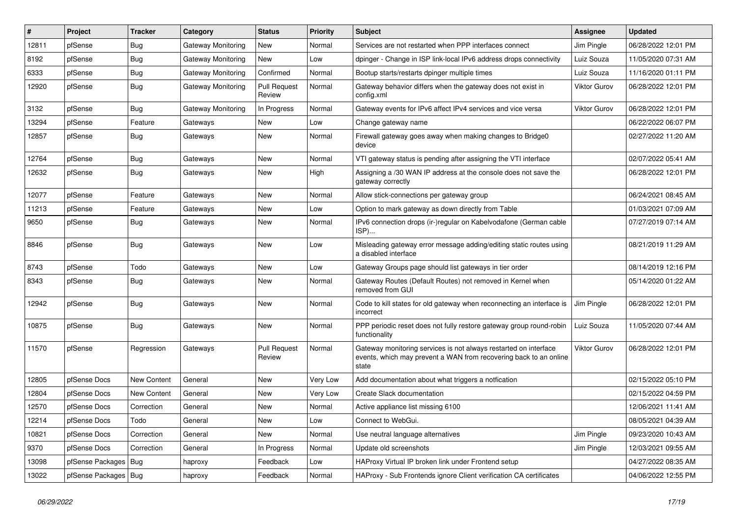| # | Project | Tracker | Category | Status | Priority | Subject | Assignee | Updated |
|---|---|---|---|---|---|---|---|---|
| 12811 | pfSense | Bug | Gateway Monitoring | New | Normal | Services are not restarted when PPP interfaces connect | Jim Pingle | 06/28/2022 12:01 PM |
| 8192 | pfSense | Bug | Gateway Monitoring | New | Low | dpinger - Change in ISP link-local IPv6 address drops connectivity | Luiz Souza | 11/05/2020 07:31 AM |
| 6333 | pfSense | Bug | Gateway Monitoring | Confirmed | Normal | Bootup starts/restarts dpinger multiple times | Luiz Souza | 11/16/2020 01:11 PM |
| 12920 | pfSense | Bug | Gateway Monitoring | Pull Request Review | Normal | Gateway behavior differs when the gateway does not exist in config.xml | Viktor Gurov | 06/28/2022 12:01 PM |
| 3132 | pfSense | Bug | Gateway Monitoring | In Progress | Normal | Gateway events for IPv6 affect IPv4 services and vice versa | Viktor Gurov | 06/28/2022 12:01 PM |
| 13294 | pfSense | Feature | Gateways | New | Low | Change gateway name | | 06/22/2022 06:07 PM |
| 12857 | pfSense | Bug | Gateways | New | Normal | Firewall gateway goes away when making changes to Bridge0 device | | 02/27/2022 11:20 AM |
| 12764 | pfSense | Bug | Gateways | New | Normal | VTI gateway status is pending after assigning the VTI interface | | 02/07/2022 05:41 AM |
| 12632 | pfSense | Bug | Gateways | New | High | Assigning a /30 WAN IP address at the console does not save the gateway correctly | | 06/28/2022 12:01 PM |
| 12077 | pfSense | Feature | Gateways | New | Normal | Allow stick-connections per gateway group | | 06/24/2021 08:45 AM |
| 11213 | pfSense | Feature | Gateways | New | Low | Option to mark gateway as down directly from Table | | 01/03/2021 07:09 AM |
| 9650 | pfSense | Bug | Gateways | New | Normal | IPv6 connection drops (ir-)regular on Kabelvodafone (German cable ISP)... | | 07/27/2019 07:14 AM |
| 8846 | pfSense | Bug | Gateways | New | Low | Misleading gateway error message adding/editing static routes using a disabled interface | | 08/21/2019 11:29 AM |
| 8743 | pfSense | Todo | Gateways | New | Low | Gateway Groups page should list gateways in tier order | | 08/14/2019 12:16 PM |
| 8343 | pfSense | Bug | Gateways | New | Normal | Gateway Routes (Default Routes) not removed in Kernel when removed from GUI | | 05/14/2020 01:22 AM |
| 12942 | pfSense | Bug | Gateways | New | Normal | Code to kill states for old gateway when reconnecting an interface is incorrect | Jim Pingle | 06/28/2022 12:01 PM |
| 10875 | pfSense | Bug | Gateways | New | Normal | PPP periodic reset does not fully restore gateway group round-robin functionality | Luiz Souza | 11/05/2020 07:44 AM |
| 11570 | pfSense | Regression | Gateways | Pull Request Review | Normal | Gateway monitoring services is not always restarted on interface events, which may prevent a WAN from recovering back to an online state | Viktor Gurov | 06/28/2022 12:01 PM |
| 12805 | pfSense Docs | New Content | General | New | Very Low | Add documentation about what triggers a notfication | | 02/15/2022 05:10 PM |
| 12804 | pfSense Docs | New Content | General | New | Very Low | Create Slack documentation | | 02/15/2022 04:59 PM |
| 12570 | pfSense Docs | Correction | General | New | Normal | Active appliance list missing 6100 | | 12/06/2021 11:41 AM |
| 12214 | pfSense Docs | Todo | General | New | Low | Connect to WebGui. | | 08/05/2021 04:39 AM |
| 10821 | pfSense Docs | Correction | General | New | Normal | Use neutral language alternatives | Jim Pingle | 09/23/2020 10:43 AM |
| 9370 | pfSense Docs | Correction | General | In Progress | Normal | Update old screenshots | Jim Pingle | 12/03/2021 09:55 AM |
| 13098 | pfSense Packages | Bug | haproxy | Feedback | Low | HAProxy Virtual IP broken link under Frontend setup | | 04/27/2022 08:35 AM |
| 13022 | pfSense Packages | Bug | haproxy | Feedback | Normal | HAProxy - Sub Frontends ignore Client verification CA certificates | | 04/06/2022 12:55 PM |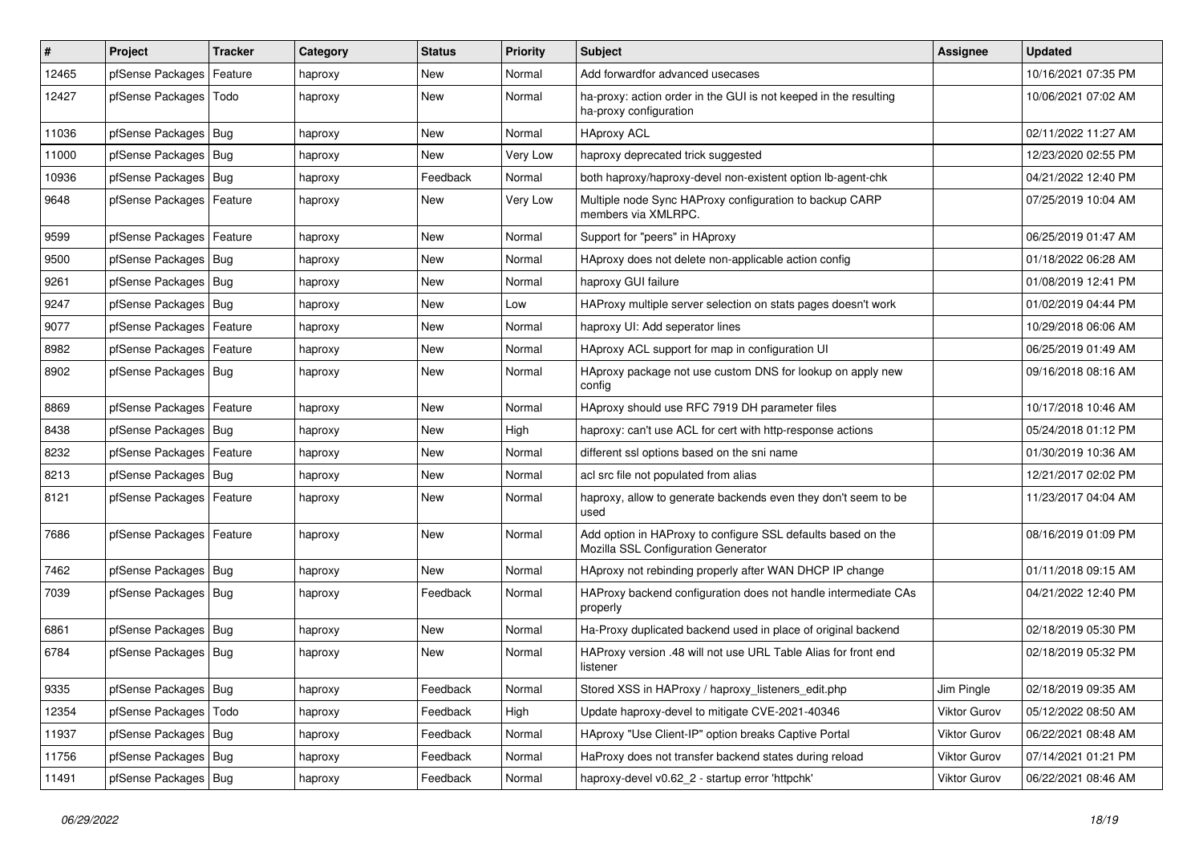| # | Project | Tracker | Category | Status | Priority | Subject | Assignee | Updated |
|---|---|---|---|---|---|---|---|---|
| 12465 | pfSense Packages | Feature | haproxy | New | Normal | Add forwardfor advanced usecases | | 10/16/2021 07:35 PM |
| 12427 | pfSense Packages | Todo | haproxy | New | Normal | ha-proxy: action order in the GUI is not keeped in the resulting ha-proxy configuration | | 10/06/2021 07:02 AM |
| 11036 | pfSense Packages | Bug | haproxy | New | Normal | HAproxy ACL | | 02/11/2022 11:27 AM |
| 11000 | pfSense Packages | Bug | haproxy | New | Very Low | haproxy deprecated trick suggested | | 12/23/2020 02:55 PM |
| 10936 | pfSense Packages | Bug | haproxy | Feedback | Normal | both haproxy/haproxy-devel non-existent option lb-agent-chk | | 04/21/2022 12:40 PM |
| 9648 | pfSense Packages | Feature | haproxy | New | Very Low | Multiple node Sync HAProxy configuration to backup CARP members via XMLRPC. | | 07/25/2019 10:04 AM |
| 9599 | pfSense Packages | Feature | haproxy | New | Normal | Support for "peers" in HAproxy | | 06/25/2019 01:47 AM |
| 9500 | pfSense Packages | Bug | haproxy | New | Normal | HAproxy does not delete non-applicable action config | | 01/18/2022 06:28 AM |
| 9261 | pfSense Packages | Bug | haproxy | New | Normal | haproxy GUI failure | | 01/08/2019 12:41 PM |
| 9247 | pfSense Packages | Bug | haproxy | New | Low | HAProxy multiple server selection on stats pages doesn't work | | 01/02/2019 04:44 PM |
| 9077 | pfSense Packages | Feature | haproxy | New | Normal | haproxy UI: Add seperator lines | | 10/29/2018 06:06 AM |
| 8982 | pfSense Packages | Feature | haproxy | New | Normal | HAproxy ACL support for map in configuration UI | | 06/25/2019 01:49 AM |
| 8902 | pfSense Packages | Bug | haproxy | New | Normal | HAproxy package not use custom DNS for lookup on apply new config | | 09/16/2018 08:16 AM |
| 8869 | pfSense Packages | Feature | haproxy | New | Normal | HAproxy should use RFC 7919 DH parameter files | | 10/17/2018 10:46 AM |
| 8438 | pfSense Packages | Bug | haproxy | New | High | haproxy: can't use ACL for cert with http-response actions | | 05/24/2018 01:12 PM |
| 8232 | pfSense Packages | Feature | haproxy | New | Normal | different ssl options based on the sni name | | 01/30/2019 10:36 AM |
| 8213 | pfSense Packages | Bug | haproxy | New | Normal | acl src file not populated from alias | | 12/21/2017 02:02 PM |
| 8121 | pfSense Packages | Feature | haproxy | New | Normal | haproxy, allow to generate backends even they don't seem to be used | | 11/23/2017 04:04 AM |
| 7686 | pfSense Packages | Feature | haproxy | New | Normal | Add option in HAProxy to configure SSL defaults based on the Mozilla SSL Configuration Generator | | 08/16/2019 01:09 PM |
| 7462 | pfSense Packages | Bug | haproxy | New | Normal | HAproxy not rebinding properly after WAN DHCP IP change | | 01/11/2018 09:15 AM |
| 7039 | pfSense Packages | Bug | haproxy | Feedback | Normal | HAProxy backend configuration does not handle intermediate CAs properly | | 04/21/2022 12:40 PM |
| 6861 | pfSense Packages | Bug | haproxy | New | Normal | Ha-Proxy duplicated backend used in place of original backend | | 02/18/2019 05:30 PM |
| 6784 | pfSense Packages | Bug | haproxy | New | Normal | HAProxy version .48 will not use URL Table Alias for front end listener | | 02/18/2019 05:32 PM |
| 9335 | pfSense Packages | Bug | haproxy | Feedback | Normal | Stored XSS in HAProxy / haproxy_listeners_edit.php | Jim Pingle | 02/18/2019 09:35 AM |
| 12354 | pfSense Packages | Todo | haproxy | Feedback | High | Update haproxy-devel to mitigate CVE-2021-40346 | Viktor Gurov | 05/12/2022 08:50 AM |
| 11937 | pfSense Packages | Bug | haproxy | Feedback | Normal | HAproxy "Use Client-IP" option breaks Captive Portal | Viktor Gurov | 06/22/2021 08:48 AM |
| 11756 | pfSense Packages | Bug | haproxy | Feedback | Normal | HaProxy does not transfer backend states during reload | Viktor Gurov | 07/14/2021 01:21 PM |
| 11491 | pfSense Packages | Bug | haproxy | Feedback | Normal | haproxy-devel v0.62_2 - startup error 'httpchk' | Viktor Gurov | 06/22/2021 08:46 AM |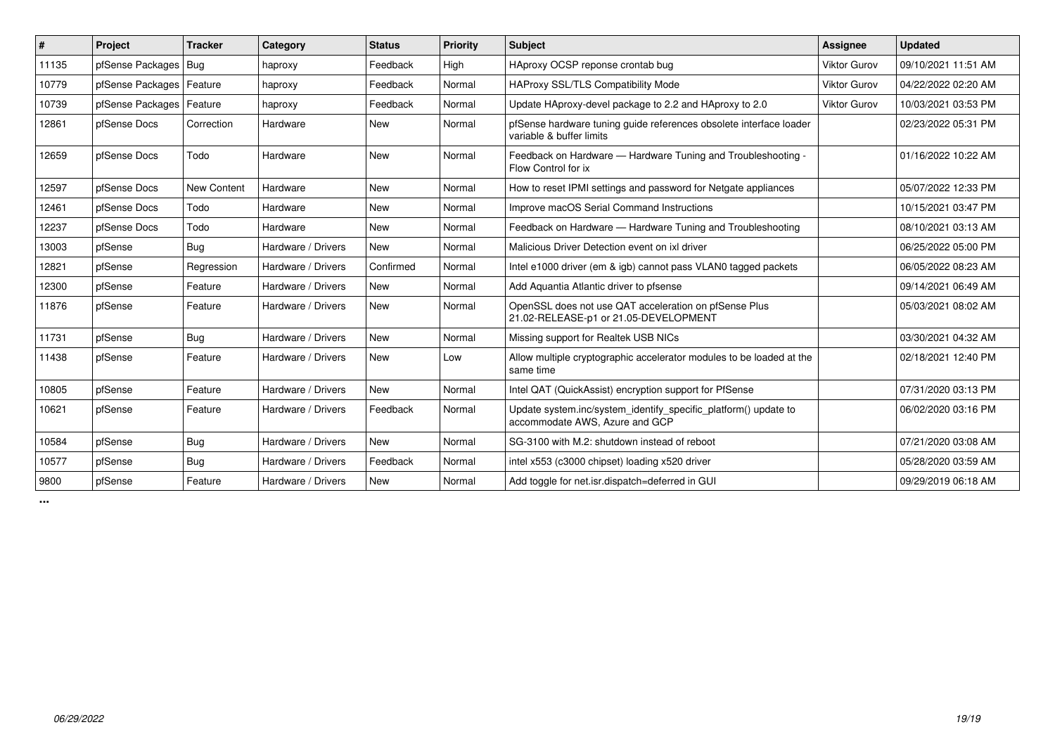| # | Project | Tracker | Category | Status | Priority | Subject | Assignee | Updated |
|---|---|---|---|---|---|---|---|---|
| 11135 | pfSense Packages | Bug | haproxy | Feedback | High | HAproxy OCSP reponse crontab bug | Viktor Gurov | 09/10/2021 11:51 AM |
| 10779 | pfSense Packages | Feature | haproxy | Feedback | Normal | HAProxy SSL/TLS Compatibility Mode | Viktor Gurov | 04/22/2022 02:20 AM |
| 10739 | pfSense Packages | Feature | haproxy | Feedback | Normal | Update HAproxy-devel package to 2.2 and HAproxy to 2.0 | Viktor Gurov | 10/03/2021 03:53 PM |
| 12861 | pfSense Docs | Correction | Hardware | New | Normal | pfSense hardware tuning guide references obsolete interface loader variable & buffer limits | | 02/23/2022 05:31 PM |
| 12659 | pfSense Docs | Todo | Hardware | New | Normal | Feedback on Hardware — Hardware Tuning and Troubleshooting - Flow Control for ix | | 01/16/2022 10:22 AM |
| 12597 | pfSense Docs | New Content | Hardware | New | Normal | How to reset IPMI settings and password for Netgate appliances | | 05/07/2022 12:33 PM |
| 12461 | pfSense Docs | Todo | Hardware | New | Normal | Improve macOS Serial Command Instructions | | 10/15/2021 03:47 PM |
| 12237 | pfSense Docs | Todo | Hardware | New | Normal | Feedback on Hardware — Hardware Tuning and Troubleshooting | | 08/10/2021 03:13 AM |
| 13003 | pfSense | Bug | Hardware / Drivers | New | Normal | Malicious Driver Detection event on ixl driver | | 06/25/2022 05:00 PM |
| 12821 | pfSense | Regression | Hardware / Drivers | Confirmed | Normal | Intel e1000 driver (em & igb) cannot pass VLAN0 tagged packets | | 06/05/2022 08:23 AM |
| 12300 | pfSense | Feature | Hardware / Drivers | New | Normal | Add Aquantia Atlantic driver to pfsense | | 09/14/2021 06:49 AM |
| 11876 | pfSense | Feature | Hardware / Drivers | New | Normal | OpenSSL does not use QAT acceleration on pfSense Plus 21.02-RELEASE-p1 or 21.05-DEVELOPMENT | | 05/03/2021 08:02 AM |
| 11731 | pfSense | Bug | Hardware / Drivers | New | Normal | Missing support for Realtek USB NICs | | 03/30/2021 04:32 AM |
| 11438 | pfSense | Feature | Hardware / Drivers | New | Low | Allow multiple cryptographic accelerator modules to be loaded at the same time | | 02/18/2021 12:40 PM |
| 10805 | pfSense | Feature | Hardware / Drivers | New | Normal | Intel QAT (QuickAssist) encryption support for PfSense | | 07/31/2020 03:13 PM |
| 10621 | pfSense | Feature | Hardware / Drivers | Feedback | Normal | Update system.inc/system_identify_specific_platform() update to accommodate AWS, Azure and GCP | | 06/02/2020 03:16 PM |
| 10584 | pfSense | Bug | Hardware / Drivers | New | Normal | SG-3100 with M.2: shutdown instead of reboot | | 07/21/2020 03:08 AM |
| 10577 | pfSense | Bug | Hardware / Drivers | Feedback | Normal | intel x553 (c3000 chipset) loading x520 driver | | 05/28/2020 03:59 AM |
| 9800 | pfSense | Feature | Hardware / Drivers | New | Normal | Add toggle for net.isr.dispatch=deferred in GUI | | 09/29/2019 06:18 AM |

...